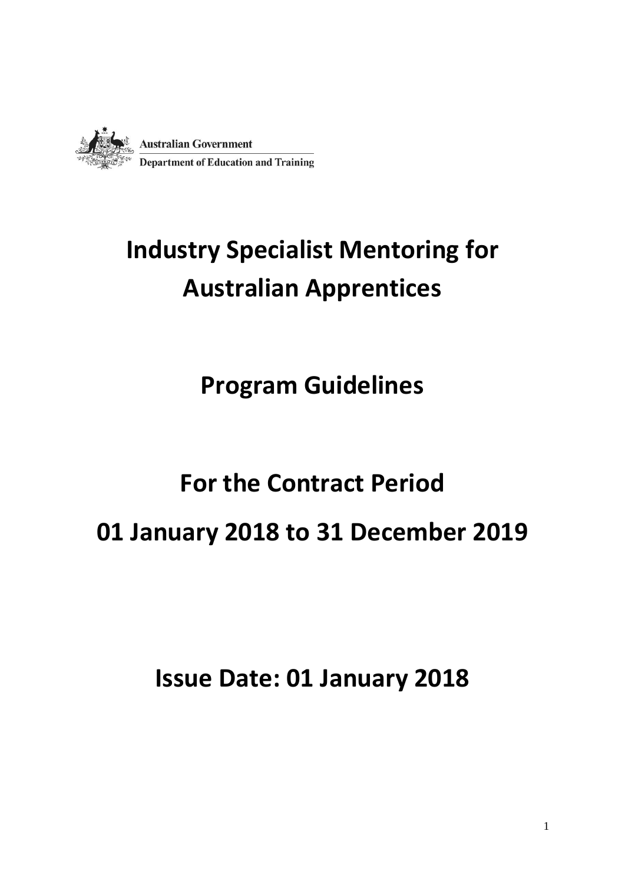Australian Government

Department of Education and Training

# Industry Specialist Mentoring for Australian Apprentices

# Program Guidelines

# For the Contract Period

# 01 January 2018 to 31 December 2019

# Issue Date: 01 January 2018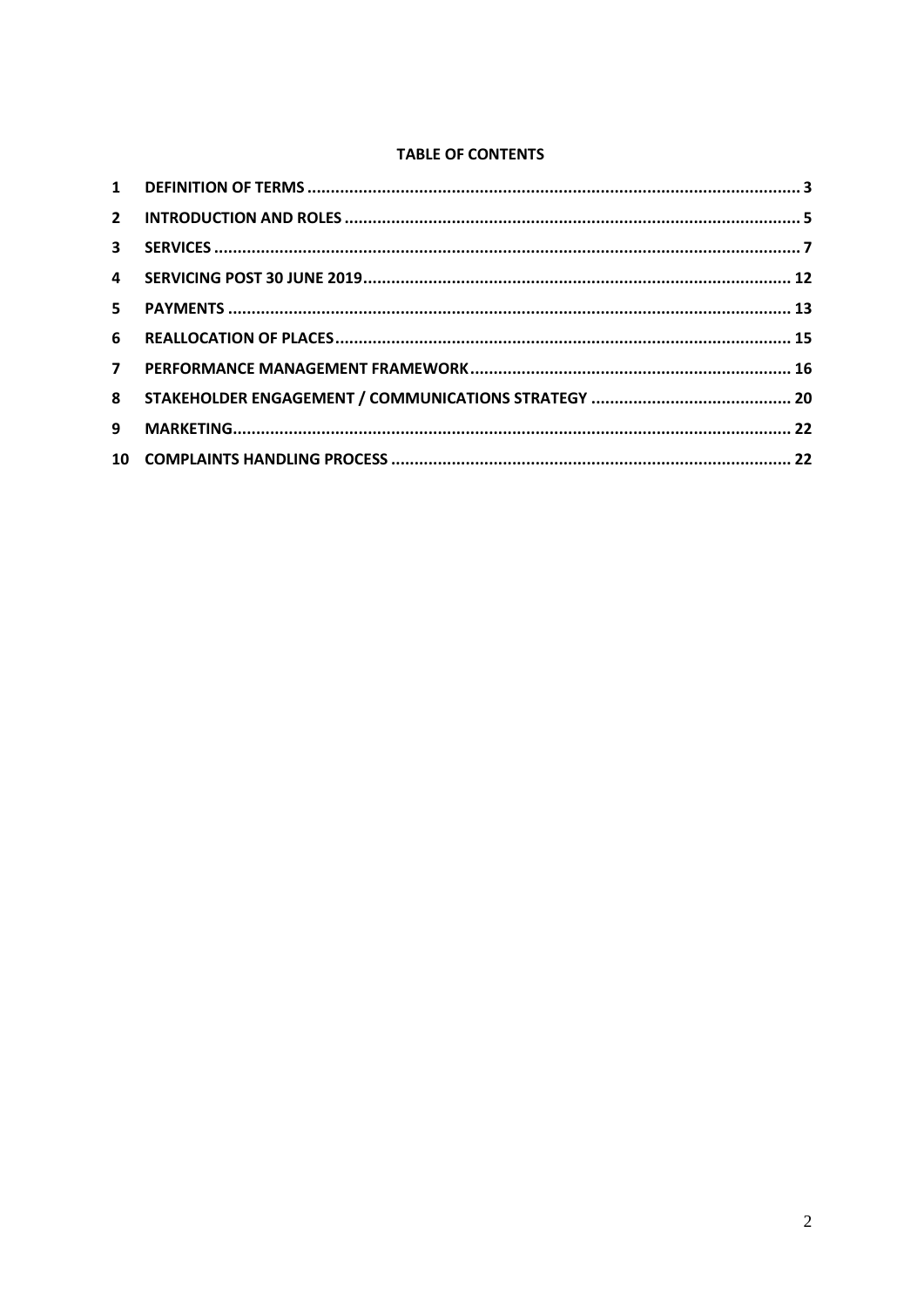**TABLE OF CONTENTS**

| | | |
|---|---|---|
| 1 | DEFINITION OF TERMS | 3 |
| 2 | INTRODUCTION AND ROLES | 5 |
| 3 | SERVICES | 7 |
| 4 | SERVICING POST 30 JUNE 2019 | 12 |
| 5 | PAYMENTS | 13 |
| 6 | REALLOCATION OF PLACES | 15 |
| 7 | PERFORMANCE MANAGEMENT FRAMEWORK | 16 |
| 8 | STAKEHOLDER ENGAGEMENT / COMMUNICATIONS STRATEGY | 20 |
| 9 | MARKETING | 22 |
| 10 | COMPLAINTS HANDLING PROCESS | 22 |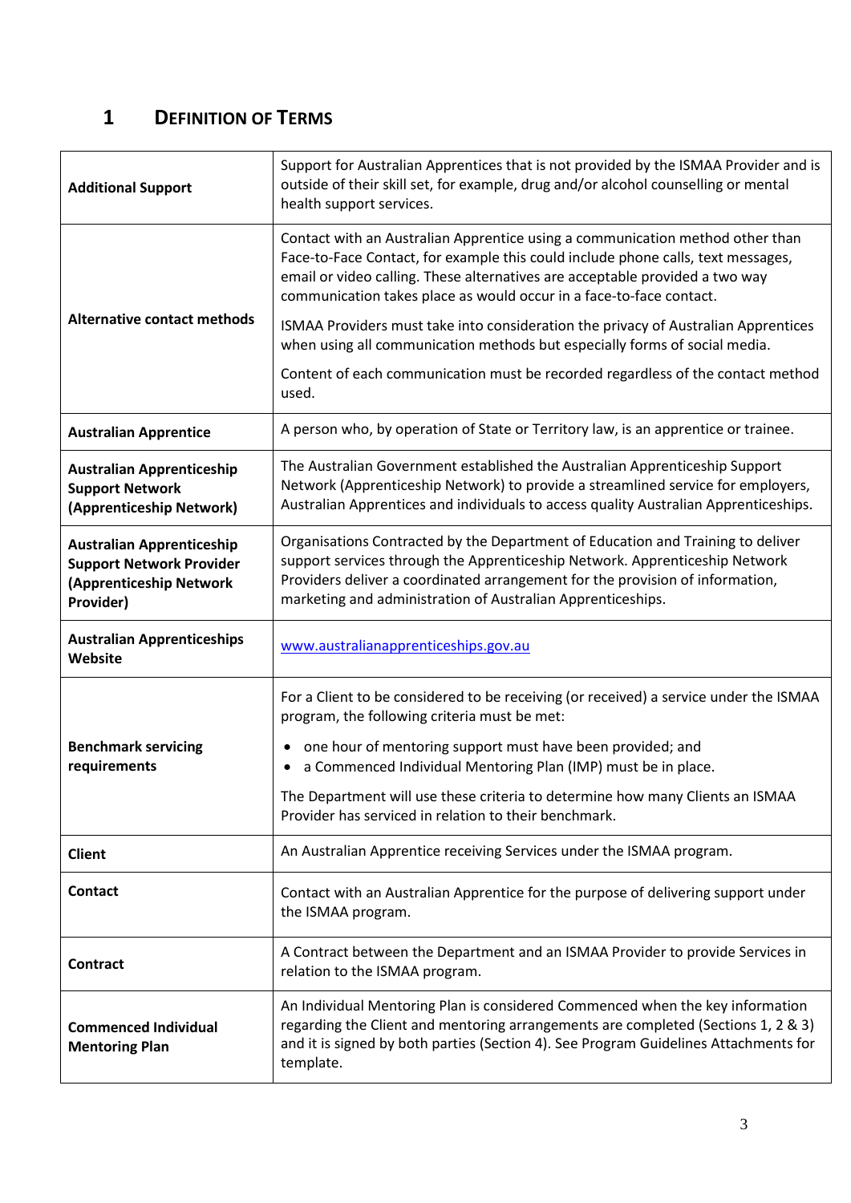# 1 DEFINITION OF TERMS

| | |
|---|---|
| **Additional Support** | Support for Australian Apprentices that is not provided by the ISMAA Provider and is outside of their skill set, for example, drug and/or alcohol counselling or mental health support services. |
| **Alternative contact methods** | Contact with an Australian Apprentice using a communication method other than Face-to-Face Contact, for example this could include phone calls, text messages, email or video calling. These alternatives are acceptable provided a two way communication takes place as would occur in a face-to-face contact.<br><br>ISMAA Providers must take into consideration the privacy of Australian Apprentices when using all communication methods but especially forms of social media.<br><br>Content of each communication must be recorded regardless of the contact method used. |
| **Australian Apprentice** | A person who, by operation of State or Territory law, is an apprentice or trainee. |
| **Australian Apprenticeship Support Network (Apprenticeship Network)** | The Australian Government established the Australian Apprenticeship Support Network (Apprenticeship Network) to provide a streamlined service for employers, Australian Apprentices and individuals to access quality Australian Apprenticeships. |
| **Australian Apprenticeship Support Network Provider (Apprenticeship Network Provider)** | Organisations Contracted by the Department of Education and Training to deliver support services through the Apprenticeship Network. Apprenticeship Network Providers deliver a coordinated arrangement for the provision of information, marketing and administration of Australian Apprenticeships. |
| **Australian Apprenticeships Website** | www.australianapprenticeships.gov.au |
| **Benchmark servicing requirements** | For a Client to be considered to be receiving (or received) a service under the ISMAA program, the following criteria must be met:<br><br>• one hour of mentoring support must have been provided; and<br>• a Commenced Individual Mentoring Plan (IMP) must be in place.<br><br>The Department will use these criteria to determine how many Clients an ISMAA Provider has serviced in relation to their benchmark. |
| **Client** | An Australian Apprentice receiving Services under the ISMAA program. |
| **Contact** | Contact with an Australian Apprentice for the purpose of delivering support under the ISMAA program. |
| **Contract** | A Contract between the Department and an ISMAA Provider to provide Services in relation to the ISMAA program. |
| **Commenced Individual Mentoring Plan** | An Individual Mentoring Plan is considered Commenced when the key information regarding the Client and mentoring arrangements are completed (Sections 1, 2 & 3) and it is signed by both parties (Section 4). See Program Guidelines Attachments for template. |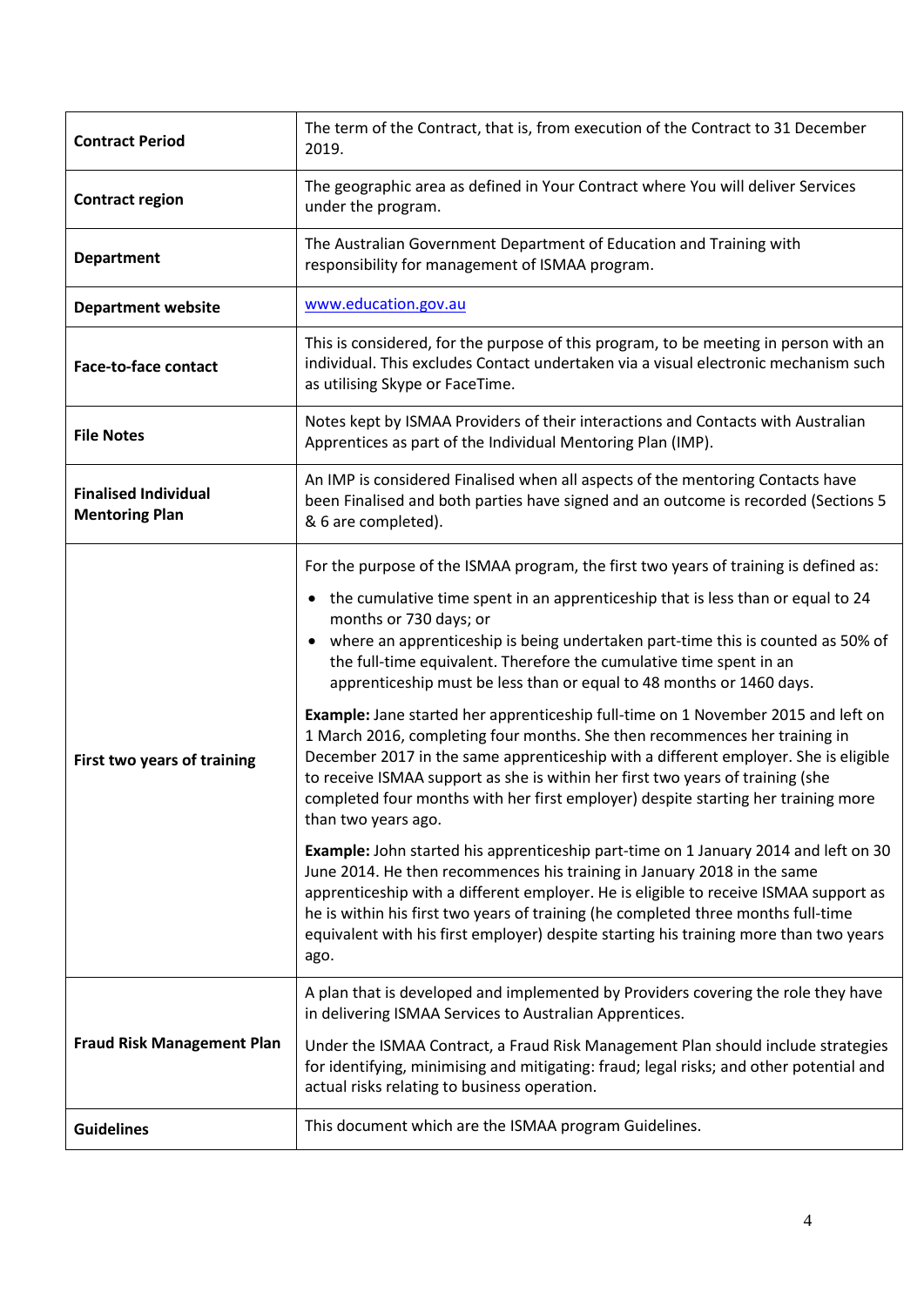| | |
|---|---|
| **Contract Period** | The term of the Contract, that is, from execution of the Contract to 31 December 2019. |
| **Contract region** | The geographic area as defined in Your Contract where You will deliver Services under the program. |
| **Department** | The Australian Government Department of Education and Training with responsibility for management of ISMAA program. |
| **Department website** | www.education.gov.au |
| **Face-to-face contact** | This is considered, for the purpose of this program, to be meeting in person with an individual. This excludes Contact undertaken via a visual electronic mechanism such as utilising Skype or FaceTime. |
| **File Notes** | Notes kept by ISMAA Providers of their interactions and Contacts with Australian Apprentices as part of the Individual Mentoring Plan (IMP). |
| **Finalised Individual Mentoring Plan** | An IMP is considered Finalised when all aspects of the mentoring Contacts have been Finalised and both parties have signed and an outcome is recorded (Sections 5 & 6 are completed). |
| **First two years of training** | For the purpose of the ISMAA program, the first two years of training is defined as:<br>• the cumulative time spent in an apprenticeship that is less than or equal to 24 months or 730 days; or<br>• where an apprenticeship is being undertaken part-time this is counted as 50% of the full-time equivalent. Therefore the cumulative time spent in an apprenticeship must be less than or equal to 48 months or 1460 days.<br><br>**Example:** Jane started her apprenticeship full-time on 1 November 2015 and left on 1 March 2016, completing four months. She then recommences her training in December 2017 in the same apprenticeship with a different employer. She is eligible to receive ISMAA support as she is within her first two years of training (she completed four months with her first employer) despite starting her training more than two years ago.<br><br>**Example:** John started his apprenticeship part-time on 1 January 2014 and left on 30 June 2014. He then recommences his training in January 2018 in the same apprenticeship with a different employer. He is eligible to receive ISMAA support as he is within his first two years of training (he completed three months full-time equivalent with his first employer) despite starting his training more than two years ago. |
| **Fraud Risk Management Plan** | A plan that is developed and implemented by Providers covering the role they have in delivering ISMAA Services to Australian Apprentices.<br><br>Under the ISMAA Contract, a Fraud Risk Management Plan should include strategies for identifying, minimising and mitigating: fraud; legal risks; and other potential and actual risks relating to business operation. |
| **Guidelines** | This document which are the ISMAA program Guidelines. |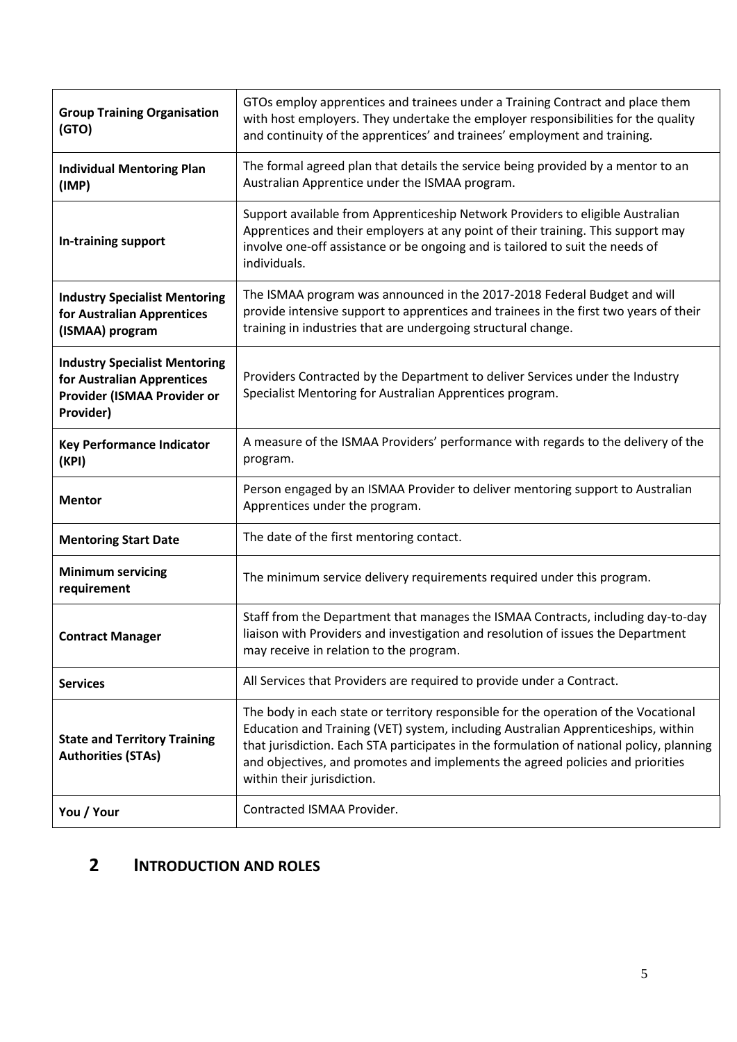| | |
|---|---|
| **Group Training Organisation (GTO)** | GTOs employ apprentices and trainees under a Training Contract and place them with host employers. They undertake the employer responsibilities for the quality and continuity of the apprentices' and trainees' employment and training. |
| **Individual Mentoring Plan (IMP)** | The formal agreed plan that details the service being provided by a mentor to an Australian Apprentice under the ISMAA program. |
| **In-training support** | Support available from Apprenticeship Network Providers to eligible Australian Apprentices and their employers at any point of their training. This support may involve one-off assistance or be ongoing and is tailored to suit the needs of individuals. |
| **Industry Specialist Mentoring for Australian Apprentices (ISMAA) program** | The ISMAA program was announced in the 2017-2018 Federal Budget and will provide intensive support to apprentices and trainees in the first two years of their training in industries that are undergoing structural change. |
| **Industry Specialist Mentoring for Australian Apprentices Provider (ISMAA Provider or Provider)** | Providers Contracted by the Department to deliver Services under the Industry Specialist Mentoring for Australian Apprentices program. |
| **Key Performance Indicator (KPI)** | A measure of the ISMAA Providers' performance with regards to the delivery of the program. |
| **Mentor** | Person engaged by an ISMAA Provider to deliver mentoring support to Australian Apprentices under the program. |
| **Mentoring Start Date** | The date of the first mentoring contact. |
| **Minimum servicing requirement** | The minimum service delivery requirements required under this program. |
| **Contract Manager** | Staff from the Department that manages the ISMAA Contracts, including day-to-day liaison with Providers and investigation and resolution of issues the Department may receive in relation to the program. |
| **Services** | All Services that Providers are required to provide under a Contract. |
| **State and Territory Training Authorities (STAs)** | The body in each state or territory responsible for the operation of the Vocational Education and Training (VET) system, including Australian Apprenticeships, within that jurisdiction. Each STA participates in the formulation of national policy, planning and objectives, and promotes and implements the agreed policies and priorities within their jurisdiction. |
| **You / Your** | Contracted ISMAA Provider. |

# 2 INTRODUCTION AND ROLES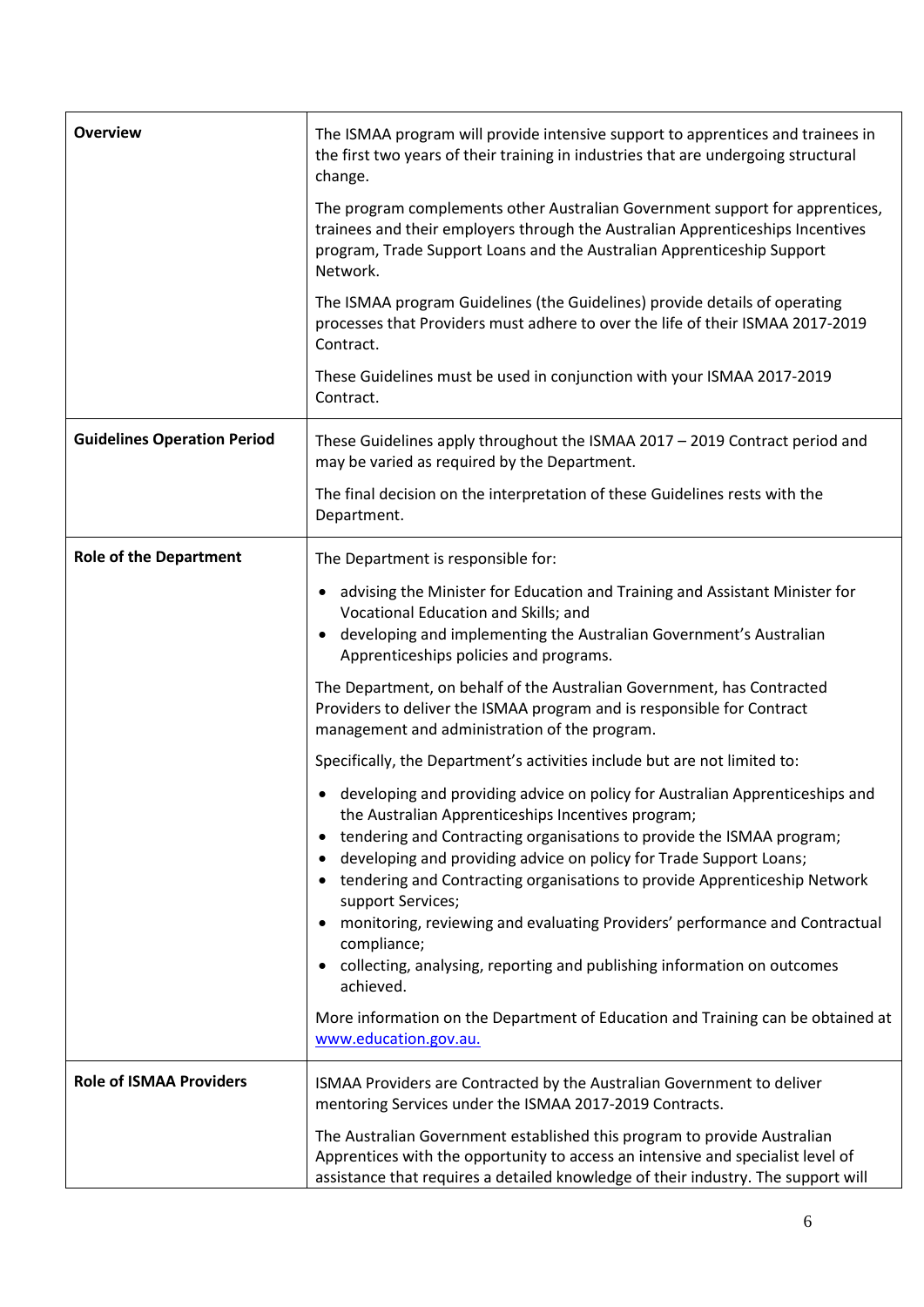| | |
|---|---|
| **Overview** | The ISMAA program will provide intensive support to apprentices and trainees in the first two years of their training in industries that are undergoing structural change.<br><br>The program complements other Australian Government support for apprentices, trainees and their employers through the Australian Apprenticeships Incentives program, Trade Support Loans and the Australian Apprenticeship Support Network.<br><br>The ISMAA program Guidelines (the Guidelines) provide details of operating processes that Providers must adhere to over the life of their ISMAA 2017-2019 Contract.<br><br>These Guidelines must be used in conjunction with your ISMAA 2017-2019 Contract. |
| **Guidelines Operation Period** | These Guidelines apply throughout the ISMAA 2017 – 2019 Contract period and may be varied as required by the Department.<br><br>The final decision on the interpretation of these Guidelines rests with the Department. |
| **Role of the Department** | The Department is responsible for:<br><br>• advising the Minister for Education and Training and Assistant Minister for Vocational Education and Skills; and<br>• developing and implementing the Australian Government's Australian Apprenticeships policies and programs.<br><br>The Department, on behalf of the Australian Government, has Contracted Providers to deliver the ISMAA program and is responsible for Contract management and administration of the program.<br><br>Specifically, the Department's activities include but are not limited to:<br><br>• developing and providing advice on policy for Australian Apprenticeships and the Australian Apprenticeships Incentives program;<br>• tendering and Contracting organisations to provide the ISMAA program;<br>• developing and providing advice on policy for Trade Support Loans;<br>• tendering and Contracting organisations to provide Apprenticeship Network support Services;<br>• monitoring, reviewing and evaluating Providers' performance and Contractual compliance;<br>• collecting, analysing, reporting and publishing information on outcomes achieved.<br><br>More information on the Department of Education and Training can be obtained at www.education.gov.au. |
| **Role of ISMAA Providers** | ISMAA Providers are Contracted by the Australian Government to deliver mentoring Services under the ISMAA 2017-2019 Contracts.<br><br>The Australian Government established this program to provide Australian Apprentices with the opportunity to access an intensive and specialist level of assistance that requires a detailed knowledge of their industry. The support will |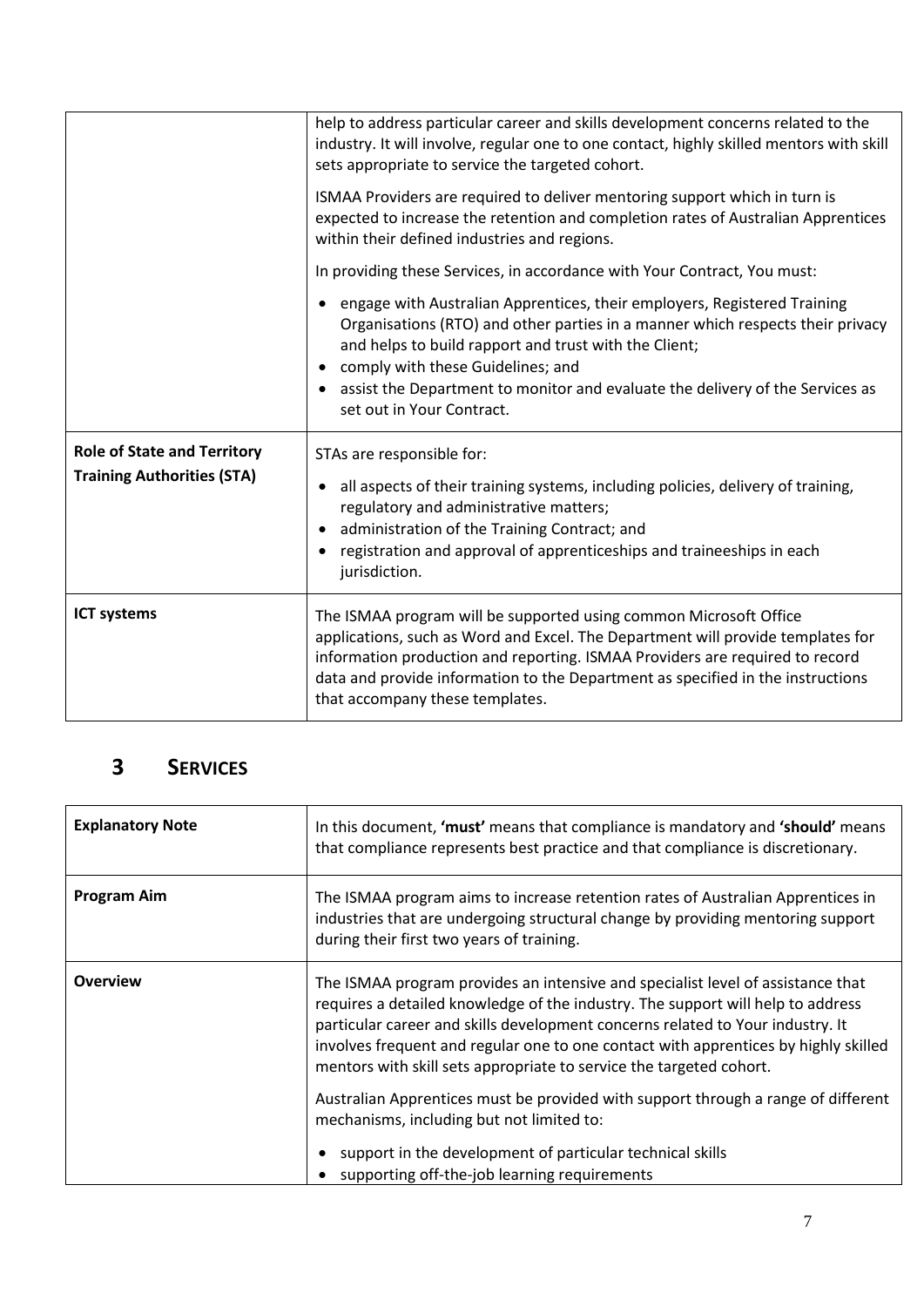| | |
|---|---|
| | help to address particular career and skills development concerns related to the industry. It will involve, regular one to one contact, highly skilled mentors with skill sets appropriate to service the targeted cohort.<br><br>ISMAA Providers are required to deliver mentoring support which in turn is expected to increase the retention and completion rates of Australian Apprentices within their defined industries and regions.<br><br>In providing these Services, in accordance with Your Contract, You must:<br><br>• engage with Australian Apprentices, their employers, Registered Training Organisations (RTO) and other parties in a manner which respects their privacy and helps to build rapport and trust with the Client;<br>• comply with these Guidelines; and<br>• assist the Department to monitor and evaluate the delivery of the Services as set out in Your Contract. |
| **Role of State and Territory Training Authorities (STA)** | STAs are responsible for:<br><br>• all aspects of their training systems, including policies, delivery of training, regulatory and administrative matters;<br>• administration of the Training Contract; and<br>• registration and approval of apprenticeships and traineeships in each jurisdiction. |
| **ICT systems** | The ISMAA program will be supported using common Microsoft Office applications, such as Word and Excel. The Department will provide templates for information production and reporting. ISMAA Providers are required to record data and provide information to the Department as specified in the instructions that accompany these templates. |

# 3 SERVICES

| | |
|---|---|
| **Explanatory Note** | In this document, **'must'** means that compliance is mandatory and **'should'** means that compliance represents best practice and that compliance is discretionary. |
| **Program Aim** | The ISMAA program aims to increase retention rates of Australian Apprentices in industries that are undergoing structural change by providing mentoring support during their first two years of training. |
| **Overview** | The ISMAA program provides an intensive and specialist level of assistance that requires a detailed knowledge of the industry. The support will help to address particular career and skills development concerns related to Your industry. It involves frequent and regular one to one contact with apprentices by highly skilled mentors with skill sets appropriate to service the targeted cohort.<br><br>Australian Apprentices must be provided with support through a range of different mechanisms, including but not limited to:<br><br>• support in the development of particular technical skills<br>• supporting off-the-job learning requirements |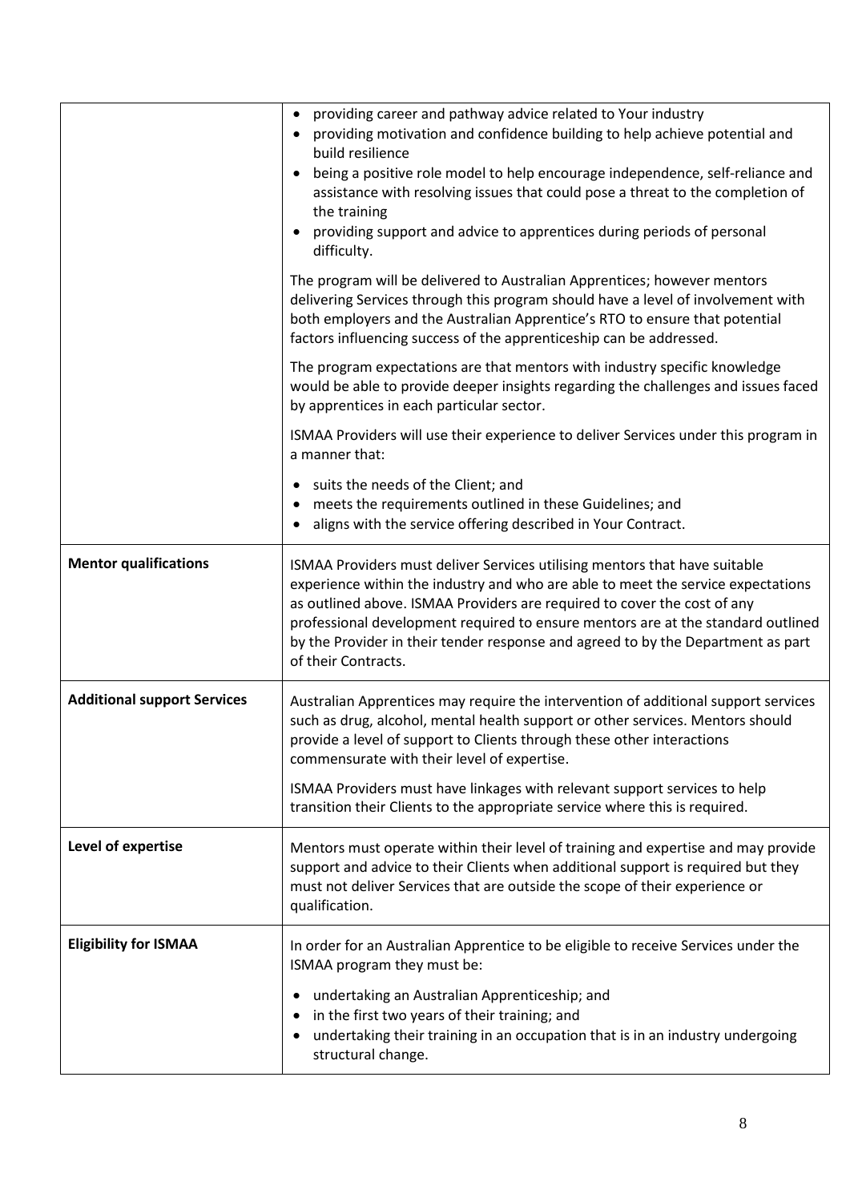| | |
|---|---|
| | • providing career and pathway advice related to Your industry<br>• providing motivation and confidence building to help achieve potential and build resilience<br>• being a positive role model to help encourage independence, self-reliance and assistance with resolving issues that could pose a threat to the completion of the training<br>• providing support and advice to apprentices during periods of personal difficulty.<br><br>The program will be delivered to Australian Apprentices; however mentors delivering Services through this program should have a level of involvement with both employers and the Australian Apprentice's RTO to ensure that potential factors influencing success of the apprenticeship can be addressed.<br><br>The program expectations are that mentors with industry specific knowledge would be able to provide deeper insights regarding the challenges and issues faced by apprentices in each particular sector.<br><br>ISMAA Providers will use their experience to deliver Services under this program in a manner that:<br><br>• suits the needs of the Client; and<br>• meets the requirements outlined in these Guidelines; and<br>• aligns with the service offering described in Your Contract. |
| **Mentor qualifications** | ISMAA Providers must deliver Services utilising mentors that have suitable experience within the industry and who are able to meet the service expectations as outlined above. ISMAA Providers are required to cover the cost of any professional development required to ensure mentors are at the standard outlined by the Provider in their tender response and agreed to by the Department as part of their Contracts. |
| **Additional support Services** | Australian Apprentices may require the intervention of additional support services such as drug, alcohol, mental health support or other services. Mentors should provide a level of support to Clients through these other interactions commensurate with their level of expertise.<br><br>ISMAA Providers must have linkages with relevant support services to help transition their Clients to the appropriate service where this is required. |
| **Level of expertise** | Mentors must operate within their level of training and expertise and may provide support and advice to their Clients when additional support is required but they must not deliver Services that are outside the scope of their experience or qualification. |
| **Eligibility for ISMAA** | In order for an Australian Apprentice to be eligible to receive Services under the ISMAA program they must be:<br><br>• undertaking an Australian Apprenticeship; and<br>• in the first two years of their training; and<br>• undertaking their training in an occupation that is in an industry undergoing structural change. |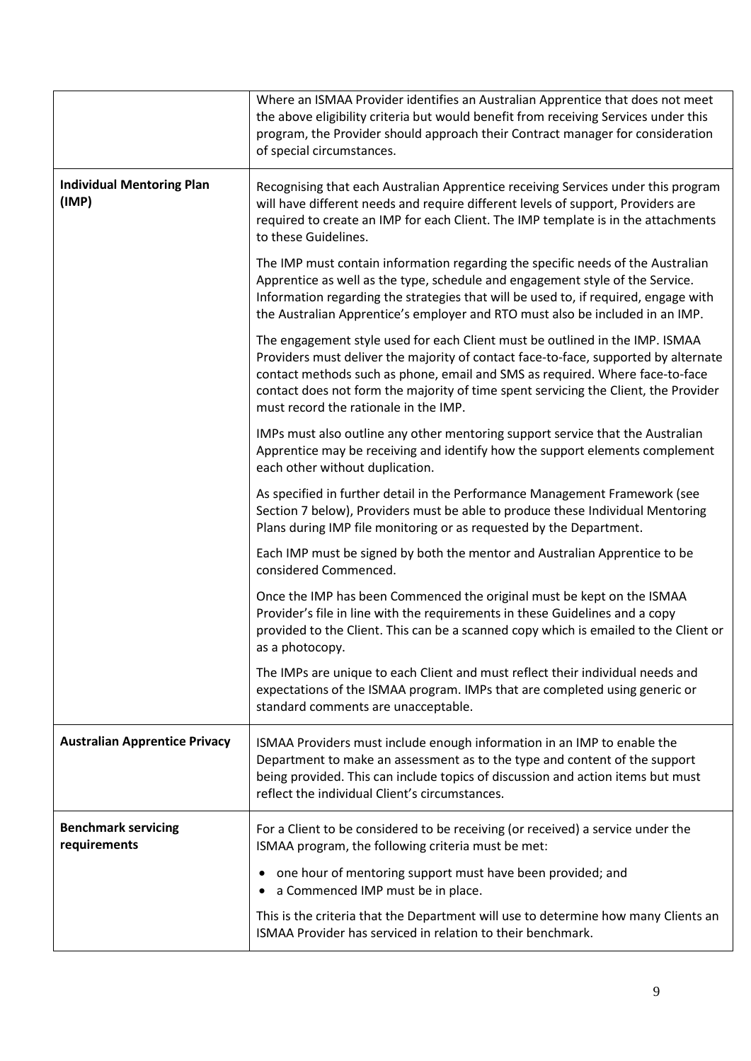| | |
|---|---|
| | Where an ISMAA Provider identifies an Australian Apprentice that does not meet the above eligibility criteria but would benefit from receiving Services under this program, the Provider should approach their Contract manager for consideration of special circumstances. |
| **Individual Mentoring Plan (IMP)** | Recognising that each Australian Apprentice receiving Services under this program will have different needs and require different levels of support, Providers are required to create an IMP for each Client. The IMP template is in the attachments to these Guidelines.<br><br>The IMP must contain information regarding the specific needs of the Australian Apprentice as well as the type, schedule and engagement style of the Service. Information regarding the strategies that will be used to, if required, engage with the Australian Apprentice's employer and RTO must also be included in an IMP.<br><br>The engagement style used for each Client must be outlined in the IMP. ISMAA Providers must deliver the majority of contact face-to-face, supported by alternate contact methods such as phone, email and SMS as required. Where face-to-face contact does not form the majority of time spent servicing the Client, the Provider must record the rationale in the IMP.<br><br>IMPs must also outline any other mentoring support service that the Australian Apprentice may be receiving and identify how the support elements complement each other without duplication.<br><br>As specified in further detail in the Performance Management Framework (see Section 7 below), Providers must be able to produce these Individual Mentoring Plans during IMP file monitoring or as requested by the Department.<br><br>Each IMP must be signed by both the mentor and Australian Apprentice to be considered Commenced.<br><br>Once the IMP has been Commenced the original must be kept on the ISMAA Provider's file in line with the requirements in these Guidelines and a copy provided to the Client. This can be a scanned copy which is emailed to the Client or as a photocopy.<br><br>The IMPs are unique to each Client and must reflect their individual needs and expectations of the ISMAA program. IMPs that are completed using generic or standard comments are unacceptable. |
| **Australian Apprentice Privacy** | ISMAA Providers must include enough information in an IMP to enable the Department to make an assessment as to the type and content of the support being provided. This can include topics of discussion and action items but must reflect the individual Client's circumstances. |
| **Benchmark servicing requirements** | For a Client to be considered to be receiving (or received) a service under the ISMAA program, the following criteria must be met:<br><br>• one hour of mentoring support must have been provided; and<br>• a Commenced IMP must be in place.<br><br>This is the criteria that the Department will use to determine how many Clients an ISMAA Provider has serviced in relation to their benchmark. |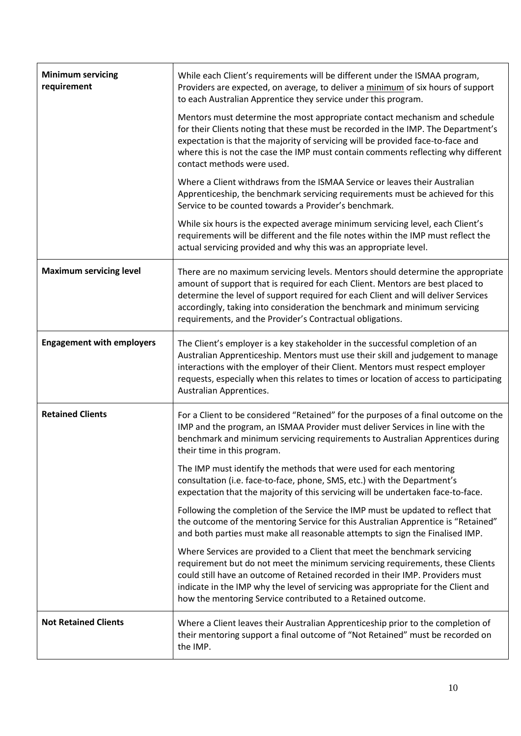| | |
|---|---|
| **Minimum servicing requirement** | While each Client's requirements will be different under the ISMAA program, Providers are expected, on average, to deliver a <u>minimum</u> of six hours of support to each Australian Apprentice they service under this program.<br><br>Mentors must determine the most appropriate contact mechanism and schedule for their Clients noting that these must be recorded in the IMP. The Department's expectation is that the majority of servicing will be provided face-to-face and where this is not the case the IMP must contain comments reflecting why different contact methods were used.<br><br>Where a Client withdraws from the ISMAA Service or leaves their Australian Apprenticeship, the benchmark servicing requirements must be achieved for this Service to be counted towards a Provider's benchmark.<br><br>While six hours is the expected average minimum servicing level, each Client's requirements will be different and the file notes within the IMP must reflect the actual servicing provided and why this was an appropriate level. |
| **Maximum servicing level** | There are no maximum servicing levels. Mentors should determine the appropriate amount of support that is required for each Client. Mentors are best placed to determine the level of support required for each Client and will deliver Services accordingly, taking into consideration the benchmark and minimum servicing requirements, and the Provider's Contractual obligations. |
| **Engagement with employers** | The Client's employer is a key stakeholder in the successful completion of an Australian Apprenticeship. Mentors must use their skill and judgement to manage interactions with the employer of their Client. Mentors must respect employer requests, especially when this relates to times or location of access to participating Australian Apprentices. |
| **Retained Clients** | For a Client to be considered "Retained" for the purposes of a final outcome on the IMP and the program, an ISMAA Provider must deliver Services in line with the benchmark and minimum servicing requirements to Australian Apprentices during their time in this program.<br><br>The IMP must identify the methods that were used for each mentoring consultation (i.e. face-to-face, phone, SMS, etc.) with the Department's expectation that the majority of this servicing will be undertaken face-to-face.<br><br>Following the completion of the Service the IMP must be updated to reflect that the outcome of the mentoring Service for this Australian Apprentice is "Retained" and both parties must make all reasonable attempts to sign the Finalised IMP.<br><br>Where Services are provided to a Client that meet the benchmark servicing requirement but do not meet the minimum servicing requirements, these Clients could still have an outcome of Retained recorded in their IMP. Providers must indicate in the IMP why the level of servicing was appropriate for the Client and how the mentoring Service contributed to a Retained outcome. |
| **Not Retained Clients** | Where a Client leaves their Australian Apprenticeship prior to the completion of their mentoring support a final outcome of "Not Retained" must be recorded on the IMP. |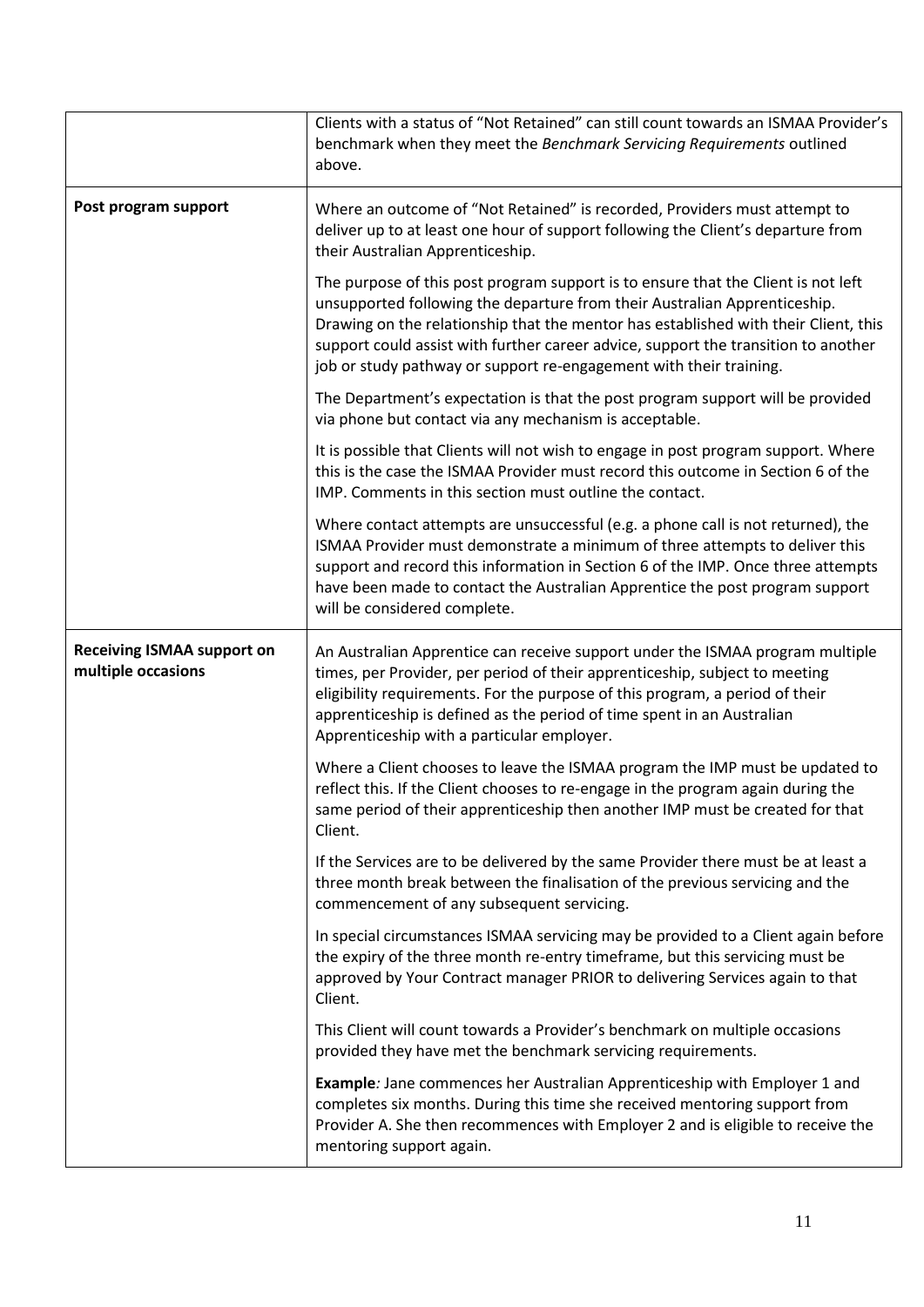| | |
|---|---|
| | Clients with a status of "Not Retained" can still count towards an ISMAA Provider's benchmark when they meet the *Benchmark Servicing Requirements* outlined above. |
| **Post program support** | Where an outcome of "Not Retained" is recorded, Providers must attempt to deliver up to at least one hour of support following the Client's departure from their Australian Apprenticeship.<br><br>The purpose of this post program support is to ensure that the Client is not left unsupported following the departure from their Australian Apprenticeship. Drawing on the relationship that the mentor has established with their Client, this support could assist with further career advice, support the transition to another job or study pathway or support re-engagement with their training.<br><br>The Department's expectation is that the post program support will be provided via phone but contact via any mechanism is acceptable.<br><br>It is possible that Clients will not wish to engage in post program support. Where this is the case the ISMAA Provider must record this outcome in Section 6 of the IMP. Comments in this section must outline the contact.<br><br>Where contact attempts are unsuccessful (e.g. a phone call is not returned), the ISMAA Provider must demonstrate a minimum of three attempts to deliver this support and record this information in Section 6 of the IMP. Once three attempts have been made to contact the Australian Apprentice the post program support will be considered complete. |
| **Receiving ISMAA support on multiple occasions** | An Australian Apprentice can receive support under the ISMAA program multiple times, per Provider, per period of their apprenticeship, subject to meeting eligibility requirements. For the purpose of this program, a period of their apprenticeship is defined as the period of time spent in an Australian Apprenticeship with a particular employer.<br><br>Where a Client chooses to leave the ISMAA program the IMP must be updated to reflect this. If the Client chooses to re-engage in the program again during the same period of their apprenticeship then another IMP must be created for that Client.<br><br>If the Services are to be delivered by the same Provider there must be at least a three month break between the finalisation of the previous servicing and the commencement of any subsequent servicing.<br><br>In special circumstances ISMAA servicing may be provided to a Client again before the expiry of the three month re-entry timeframe, but this servicing must be approved by Your Contract manager PRIOR to delivering Services again to that Client.<br><br>This Client will count towards a Provider's benchmark on multiple occasions provided they have met the benchmark servicing requirements.<br><br>**Example***:* Jane commences her Australian Apprenticeship with Employer 1 and completes six months. During this time she received mentoring support from Provider A. She then recommences with Employer 2 and is eligible to receive the mentoring support again. |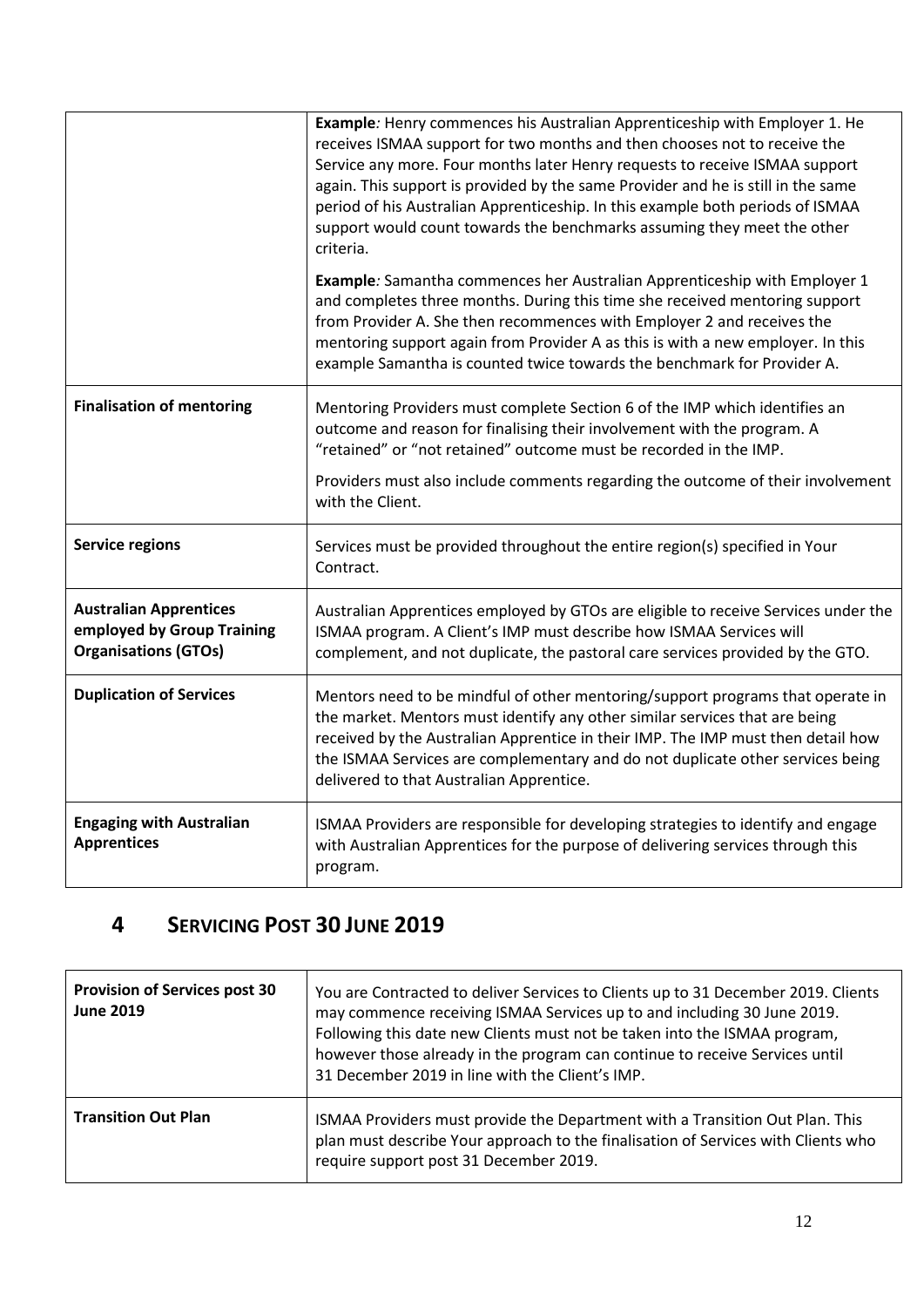| | |
|---|---|
| | ***Example**: Henry commences his Australian Apprenticeship with Employer 1. He receives ISMAA support for two months and then chooses not to receive the Service any more. Four months later Henry requests to receive ISMAA support again. This support is provided by the same Provider and he is still in the same period of his Australian Apprenticeship. In this example both periods of ISMAA support would count towards the benchmarks assuming they meet the other criteria.<br><br>**Example**: Samantha commences her Australian Apprenticeship with Employer 1 and completes three months. During this time she received mentoring support from Provider A. She then recommences with Employer 2 and receives the mentoring support again from Provider A as this is with a new employer. In this example Samantha is counted twice towards the benchmark for Provider A. |
| **Finalisation of mentoring** | Mentoring Providers must complete Section 6 of the IMP which identifies an outcome and reason for finalising their involvement with the program. A "retained" or "not retained" outcome must be recorded in the IMP.<br><br>Providers must also include comments regarding the outcome of their involvement with the Client. |
| **Service regions** | Services must be provided throughout the entire region(s) specified in Your Contract. |
| **Australian Apprentices employed by Group Training Organisations (GTOs)** | Australian Apprentices employed by GTOs are eligible to receive Services under the ISMAA program. A Client's IMP must describe how ISMAA Services will complement, and not duplicate, the pastoral care services provided by the GTO. |
| **Duplication of Services** | Mentors need to be mindful of other mentoring/support programs that operate in the market. Mentors must identify any other similar services that are being received by the Australian Apprentice in their IMP. The IMP must then detail how the ISMAA Services are complementary and do not duplicate other services being delivered to that Australian Apprentice. |
| **Engaging with Australian Apprentices** | ISMAA Providers are responsible for developing strategies to identify and engage with Australian Apprentices for the purpose of delivering services through this program. |

# 4 Servicing Post 30 June 2019

| | |
|---|---|
| **Provision of Services post 30 June 2019** | You are Contracted to deliver Services to Clients up to 31 December 2019. Clients may commence receiving ISMAA Services up to and including 30 June 2019. Following this date new Clients must not be taken into the ISMAA program, however those already in the program can continue to receive Services until 31 December 2019 in line with the Client's IMP. |
| **Transition Out Plan** | ISMAA Providers must provide the Department with a Transition Out Plan. This plan must describe Your approach to the finalisation of Services with Clients who require support post 31 December 2019. |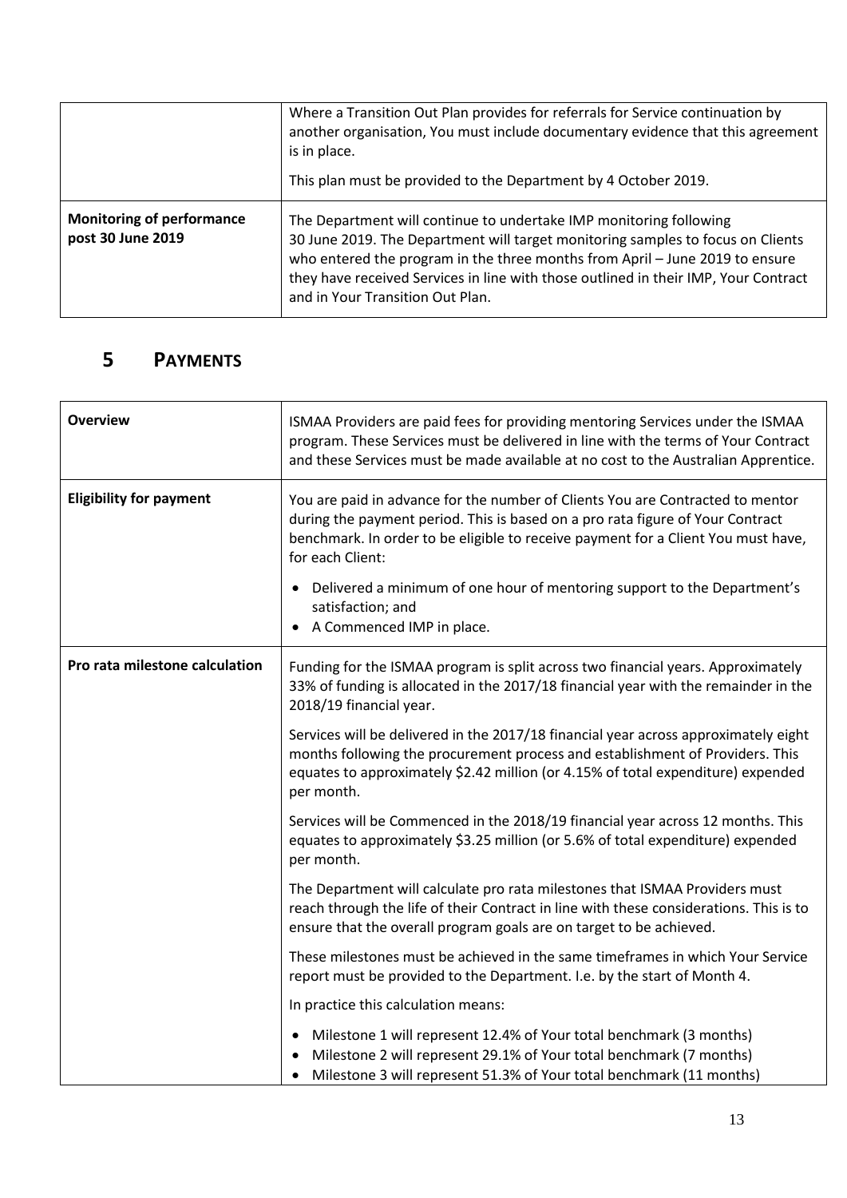| | |
|---|---|
| | Where a Transition Out Plan provides for referrals for Service continuation by another organisation, You must include documentary evidence that this agreement is in place.<br><br>This plan must be provided to the Department by 4 October 2019. |
| **Monitoring of performance post 30 June 2019** | The Department will continue to undertake IMP monitoring following 30 June 2019. The Department will target monitoring samples to focus on Clients who entered the program in the three months from April – June 2019 to ensure they have received Services in line with those outlined in their IMP, Your Contract and in Your Transition Out Plan. |

## 5 PAYMENTS

| | |
|---|---|
| **Overview** | ISMAA Providers are paid fees for providing mentoring Services under the ISMAA program. These Services must be delivered in line with the terms of Your Contract and these Services must be made available at no cost to the Australian Apprentice. |
| **Eligibility for payment** | You are paid in advance for the number of Clients You are Contracted to mentor during the payment period. This is based on a pro rata figure of Your Contract benchmark. In order to be eligible to receive payment for a Client You must have, for each Client:<br><br>• Delivered a minimum of one hour of mentoring support to the Department's satisfaction; and<br>• A Commenced IMP in place. |
| **Pro rata milestone calculation** | Funding for the ISMAA program is split across two financial years. Approximately 33% of funding is allocated in the 2017/18 financial year with the remainder in the 2018/19 financial year.<br><br>Services will be delivered in the 2017/18 financial year across approximately eight months following the procurement process and establishment of Providers. This equates to approximately \$2.42 million (or 4.15% of total expenditure) expended per month.<br><br>Services will be Commenced in the 2018/19 financial year across 12 months. This equates to approximately \$3.25 million (or 5.6% of total expenditure) expended per month.<br><br>The Department will calculate pro rata milestones that ISMAA Providers must reach through the life of their Contract in line with these considerations. This is to ensure that the overall program goals are on target to be achieved.<br><br>These milestones must be achieved in the same timeframes in which Your Service report must be provided to the Department. I.e. by the start of Month 4.<br><br>In practice this calculation means:<br><br>• Milestone 1 will represent 12.4% of Your total benchmark (3 months)<br>• Milestone 2 will represent 29.1% of Your total benchmark (7 months)<br>• Milestone 3 will represent 51.3% of Your total benchmark (11 months) |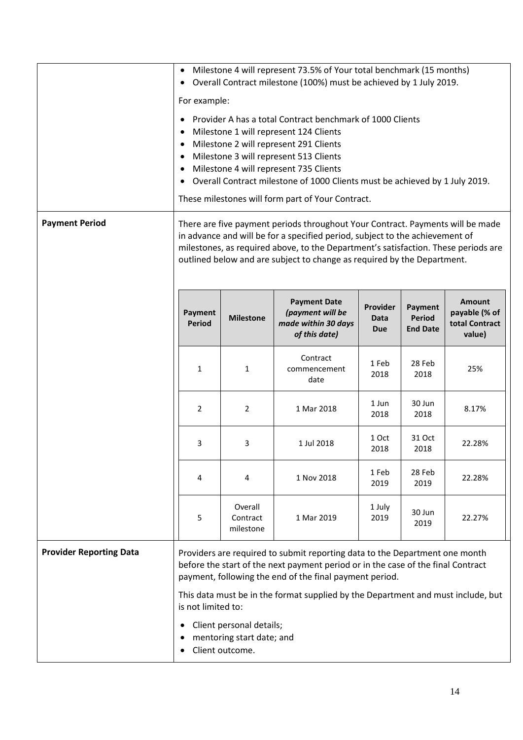| | |
|---|---|
| | • Milestone 4 will represent 73.5% of Your total benchmark (15 months)<br>• Overall Contract milestone (100%) must be achieved by 1 July 2019.<br><br>For example:<br><br>• Provider A has a total Contract benchmark of 1000 Clients<br>• Milestone 1 will represent 124 Clients<br>• Milestone 2 will represent 291 Clients<br>• Milestone 3 will represent 513 Clients<br>• Milestone 4 will represent 735 Clients<br>• Overall Contract milestone of 1000 Clients must be achieved by 1 July 2019.<br><br>These milestones will form part of Your Contract. |
| **Payment Period** | There are five payment periods throughout Your Contract. Payments will be made in advance and will be for a specified period, subject to the achievement of milestones, as required above, to the Department's satisfaction. These periods are outlined below and are subject to change as required by the Department. |
| **Provider Reporting Data** | Providers are required to submit reporting data to the Department one month before the start of the next payment period or in the case of the final Contract payment, following the end of the final payment period.<br><br>This data must be in the format supplied by the Department and must include, but is not limited to:<br><br>• Client personal details;<br>• mentoring start date; and<br>• Client outcome. |

| Payment Period | Milestone | Payment Date *(payment will be made within 30 days of this date)* | Provider Data Due | Payment Period End Date | Amount payable (% of total Contract value) |
|---|---|---|---|---|---|
| 1 | 1 | Contract commencement date | 1 Feb 2018 | 28 Feb 2018 | 25% |
| 2 | 2 | 1 Mar 2018 | 1 Jun 2018 | 30 Jun 2018 | 8.17% |
| 3 | 3 | 1 Jul 2018 | 1 Oct 2018 | 31 Oct 2018 | 22.28% |
| 4 | 4 | 1 Nov 2018 | 1 Feb 2019 | 28 Feb 2019 | 22.28% |
| 5 | Overall Contract milestone | 1 Mar 2019 | 1 July 2019 | 30 Jun 2019 | 22.27% |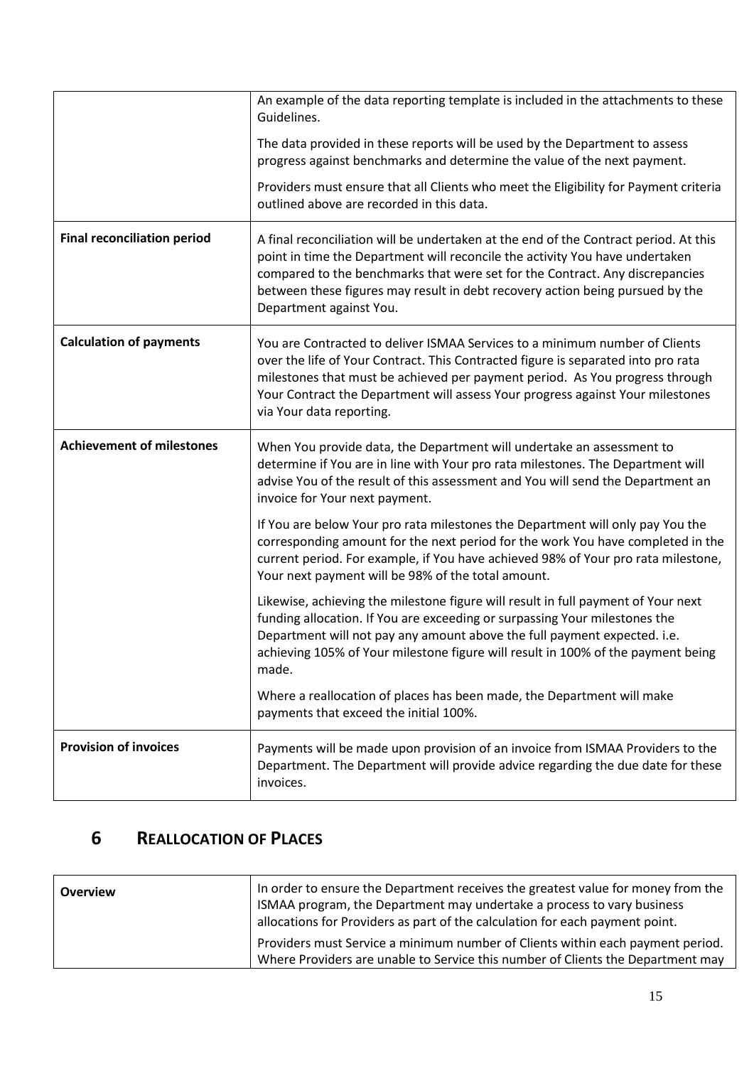| | |
|---|---|
| | An example of the data reporting template is included in the attachments to these Guidelines.<br><br>The data provided in these reports will be used by the Department to assess progress against benchmarks and determine the value of the next payment.<br><br>Providers must ensure that all Clients who meet the Eligibility for Payment criteria outlined above are recorded in this data. |
| **Final reconciliation period** | A final reconciliation will be undertaken at the end of the Contract period. At this point in time the Department will reconcile the activity You have undertaken compared to the benchmarks that were set for the Contract. Any discrepancies between these figures may result in debt recovery action being pursued by the Department against You. |
| **Calculation of payments** | You are Contracted to deliver ISMAA Services to a minimum number of Clients over the life of Your Contract. This Contracted figure is separated into pro rata milestones that must be achieved per payment period. As You progress through Your Contract the Department will assess Your progress against Your milestones via Your data reporting. |
| **Achievement of milestones** | When You provide data, the Department will undertake an assessment to determine if You are in line with Your pro rata milestones. The Department will advise You of the result of this assessment and You will send the Department an invoice for Your next payment.<br><br>If You are below Your pro rata milestones the Department will only pay You the corresponding amount for the next period for the work You have completed in the current period. For example, if You have achieved 98% of Your pro rata milestone, Your next payment will be 98% of the total amount.<br><br>Likewise, achieving the milestone figure will result in full payment of Your next funding allocation. If You are exceeding or surpassing Your milestones the Department will not pay any amount above the full payment expected. i.e. achieving 105% of Your milestone figure will result in 100% of the payment being made.<br><br>Where a reallocation of places has been made, the Department will make payments that exceed the initial 100%. |
| **Provision of invoices** | Payments will be made upon provision of an invoice from ISMAA Providers to the Department. The Department will provide advice regarding the due date for these invoices. |

# 6 REALLOCATION OF PLACES

| | |
|---|---|
| **Overview** | In order to ensure the Department receives the greatest value for money from the ISMAA program, the Department may undertake a process to vary business allocations for Providers as part of the calculation for each payment point.<br><br>Providers must Service a minimum number of Clients within each payment period. Where Providers are unable to Service this number of Clients the Department may |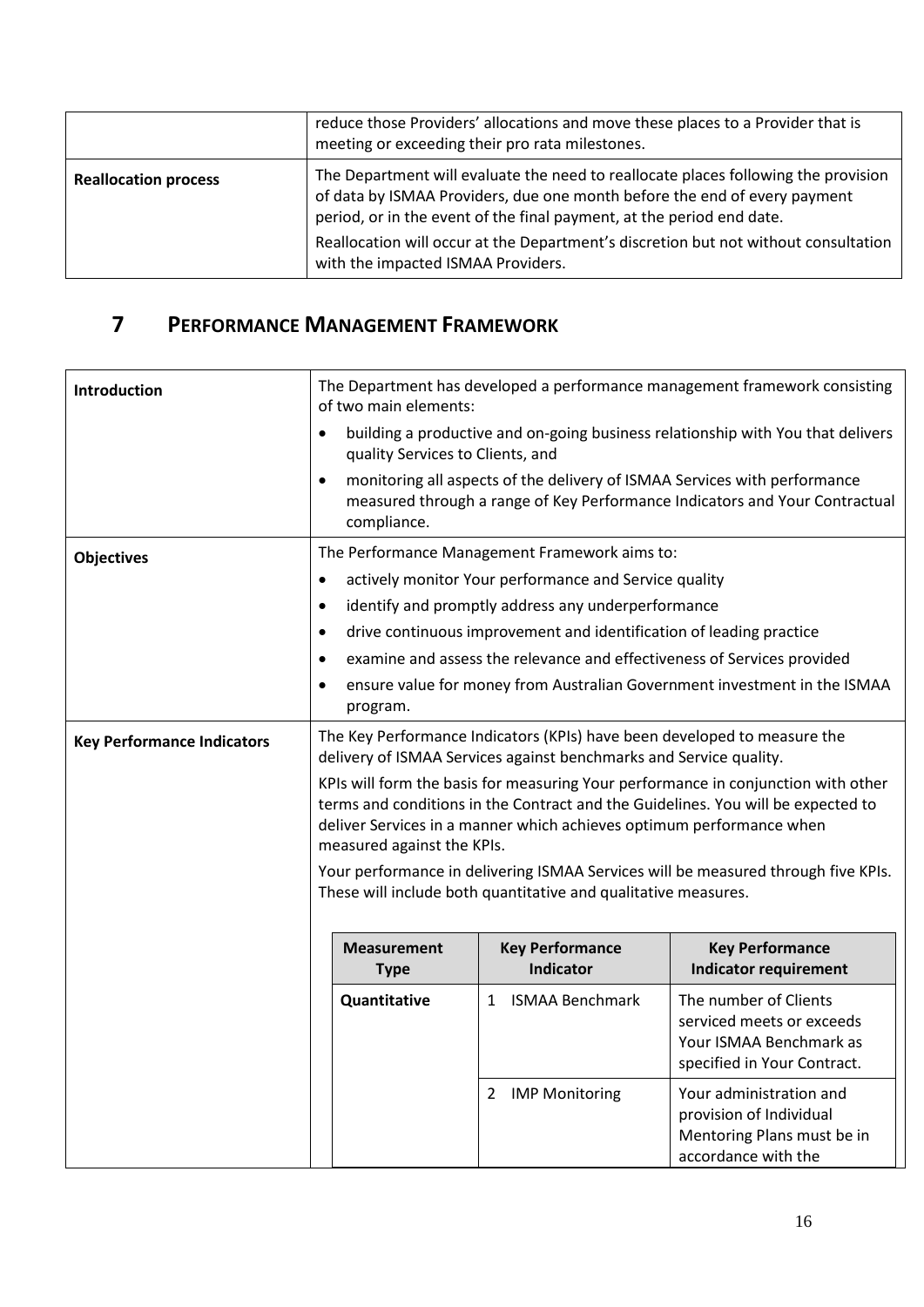| | |
|---|---|
| | reduce those Providers' allocations and move these places to a Provider that is meeting or exceeding their pro rata milestones. |
| **Reallocation process** | The Department will evaluate the need to reallocate places following the provision of data by ISMAA Providers, due one month before the end of every payment period, or in the event of the final payment, at the period end date.<br><br>Reallocation will occur at the Department's discretion but not without consultation with the impacted ISMAA Providers. |

## 7 PERFORMANCE MANAGEMENT FRAMEWORK

| | |
|---|---|
| **Introduction** | The Department has developed a performance management framework consisting of two main elements:<br>• building a productive and on-going business relationship with You that delivers quality Services to Clients, and<br>• monitoring all aspects of the delivery of ISMAA Services with performance measured through a range of Key Performance Indicators and Your Contractual compliance. |
| **Objectives** | The Performance Management Framework aims to:<br>• actively monitor Your performance and Service quality<br>• identify and promptly address any underperformance<br>• drive continuous improvement and identification of leading practice<br>• examine and assess the relevance and effectiveness of Services provided<br>• ensure value for money from Australian Government investment in the ISMAA program. |
| **Key Performance Indicators** | The Key Performance Indicators (KPIs) have been developed to measure the delivery of ISMAA Services against benchmarks and Service quality.<br><br>KPIs will form the basis for measuring Your performance in conjunction with other terms and conditions in the Contract and the Guidelines. You will be expected to deliver Services in a manner which achieves optimum performance when measured against the KPIs.<br><br>Your performance in delivering ISMAA Services will be measured through five KPIs. These will include both quantitative and qualitative measures. |

| Measurement Type | Key Performance Indicator | Key Performance Indicator requirement |
|---|---|---|
| **Quantitative** | 1 ISMAA Benchmark | The number of Clients serviced meets or exceeds Your ISMAA Benchmark as specified in Your Contract. |
| | 2 IMP Monitoring | Your administration and provision of Individual Mentoring Plans must be in accordance with the |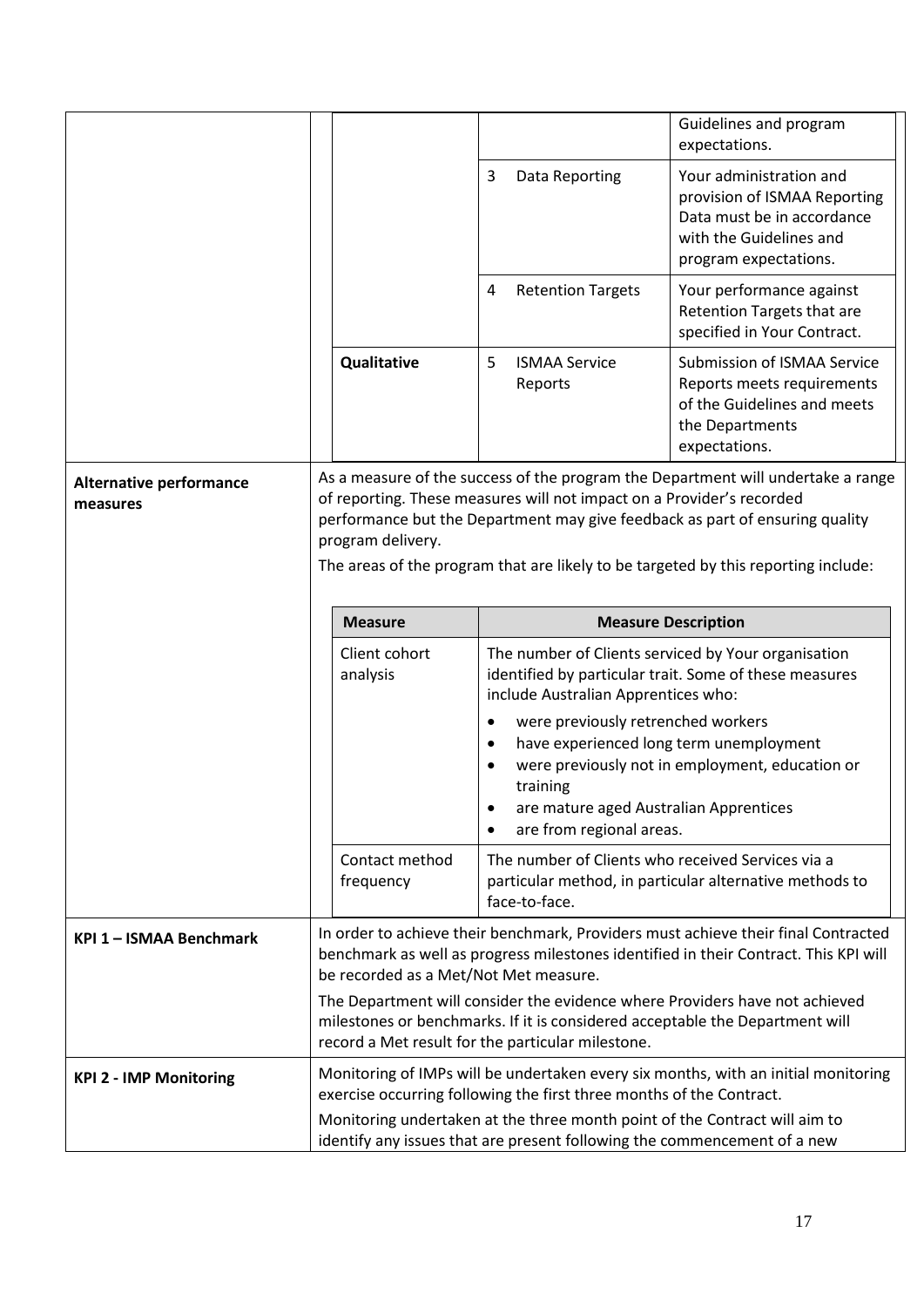| | | | |
|---|---|---|---|
| | | | Guidelines and program expectations. |
| | | 3 Data Reporting | Your administration and provision of ISMAA Reporting Data must be in accordance with the Guidelines and program expectations. |
| | | 4 Retention Targets | Your performance against Retention Targets that are specified in Your Contract. |
| | **Qualitative** | 5 ISMAA Service Reports | Submission of ISMAA Service Reports meets requirements of the Guidelines and meets the Departments expectations. |

**Alternative performance measures**

As a measure of the success of the program the Department will undertake a range of reporting. These measures will not impact on a Provider's recorded performance but the Department may give feedback as part of ensuring quality program delivery.

The areas of the program that are likely to be targeted by this reporting include:

| Measure | Measure Description |
|---|---|
| Client cohort analysis | The number of Clients serviced by Your organisation identified by particular trait. Some of these measures include Australian Apprentices who:<br>• were previously retrenched workers<br>• have experienced long term unemployment<br>• were previously not in employment, education or training<br>• are mature aged Australian Apprentices<br>• are from regional areas. |
| Contact method frequency | The number of Clients who received Services via a particular method, in particular alternative methods to face-to-face. |

**KPI 1 – ISMAA Benchmark**

In order to achieve their benchmark, Providers must achieve their final Contracted benchmark as well as progress milestones identified in their Contract. This KPI will be recorded as a Met/Not Met measure.

The Department will consider the evidence where Providers have not achieved milestones or benchmarks. If it is considered acceptable the Department will record a Met result for the particular milestone.

**KPI 2 - IMP Monitoring**

Monitoring of IMPs will be undertaken every six months, with an initial monitoring exercise occurring following the first three months of the Contract.

Monitoring undertaken at the three month point of the Contract will aim to identify any issues that are present following the commencement of a new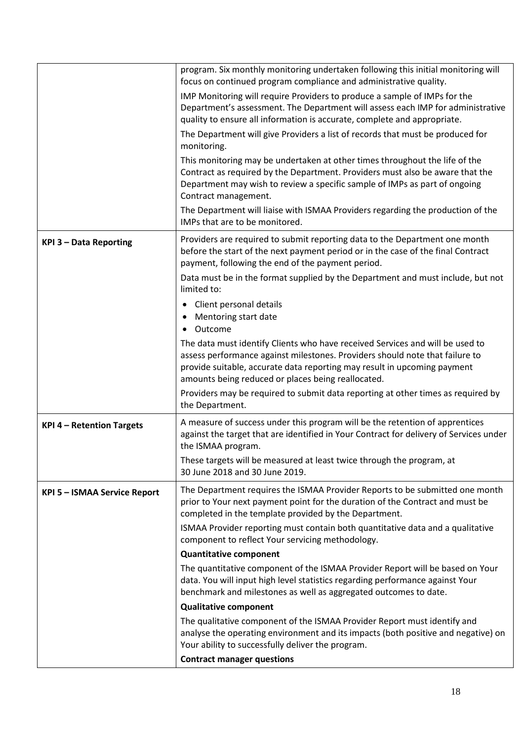| | |
|---|---|
| | program. Six monthly monitoring undertaken following this initial monitoring will focus on continued program compliance and administrative quality.<br>IMP Monitoring will require Providers to produce a sample of IMPs for the Department's assessment. The Department will assess each IMP for administrative quality to ensure all information is accurate, complete and appropriate.<br>The Department will give Providers a list of records that must be produced for monitoring.<br>This monitoring may be undertaken at other times throughout the life of the Contract as required by the Department. Providers must also be aware that the Department may wish to review a specific sample of IMPs as part of ongoing Contract management.<br>The Department will liaise with ISMAA Providers regarding the production of the IMPs that are to be monitored. |
| **KPI 3 – Data Reporting** | Providers are required to submit reporting data to the Department one month before the start of the next payment period or in the case of the final Contract payment, following the end of the payment period.<br>Data must be in the format supplied by the Department and must include, but not limited to:<br>• Client personal details<br>• Mentoring start date<br>• Outcome<br>The data must identify Clients who have received Services and will be used to assess performance against milestones. Providers should note that failure to provide suitable, accurate data reporting may result in upcoming payment amounts being reduced or places being reallocated.<br>Providers may be required to submit data reporting at other times as required by the Department. |
| **KPI 4 – Retention Targets** | A measure of success under this program will be the retention of apprentices against the target that are identified in Your Contract for delivery of Services under the ISMAA program.<br>These targets will be measured at least twice through the program, at 30 June 2018 and 30 June 2019. |
| **KPI 5 – ISMAA Service Report** | The Department requires the ISMAA Provider Reports to be submitted one month prior to Your next payment point for the duration of the Contract and must be completed in the template provided by the Department.<br>ISMAA Provider reporting must contain both quantitative data and a qualitative component to reflect Your servicing methodology.<br>**Quantitative component**<br>The quantitative component of the ISMAA Provider Report will be based on Your data. You will input high level statistics regarding performance against Your benchmark and milestones as well as aggregated outcomes to date.<br>**Qualitative component**<br>The qualitative component of the ISMAA Provider Report must identify and analyse the operating environment and its impacts (both positive and negative) on Your ability to successfully deliver the program.<br>**Contract manager questions** |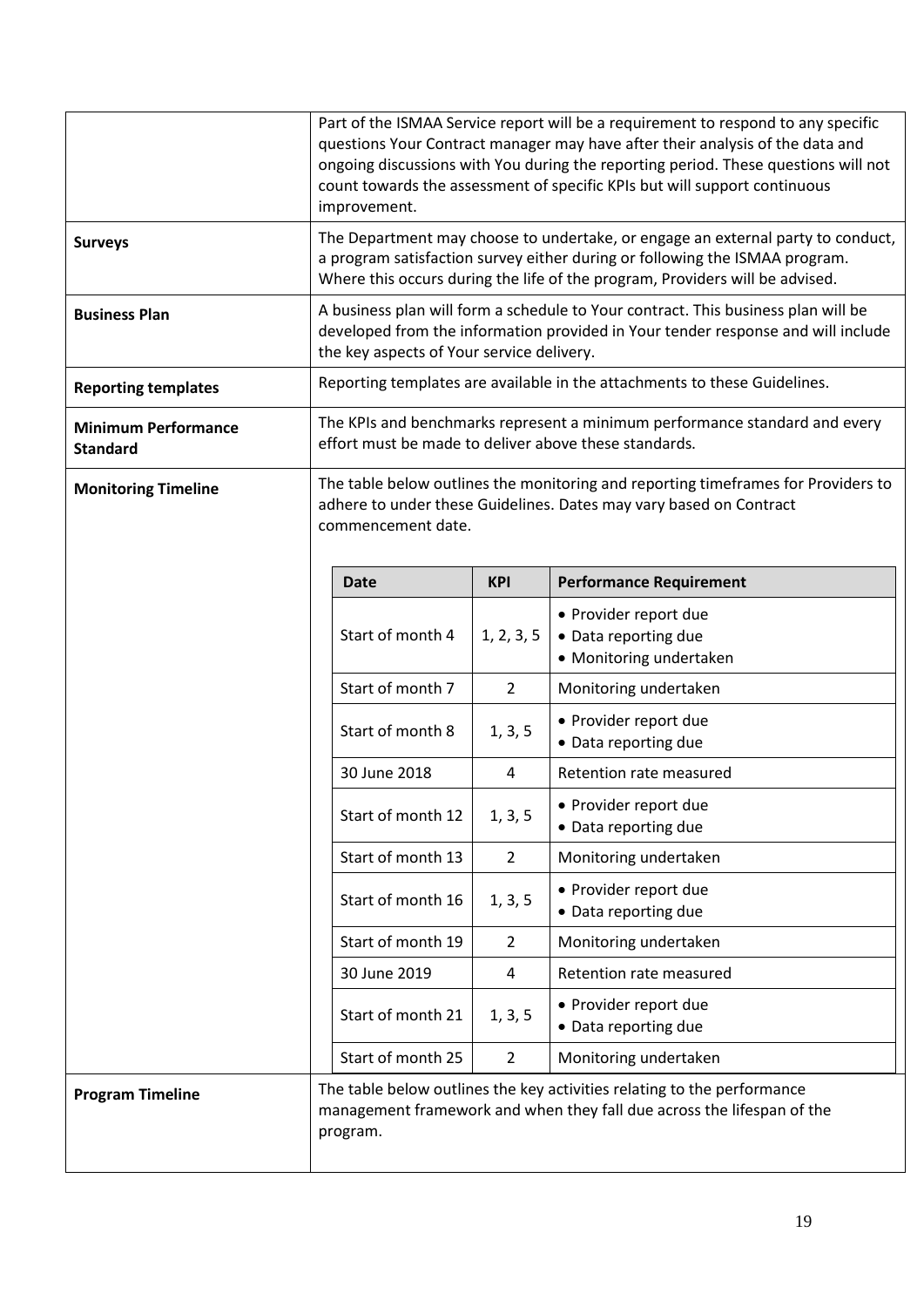| | |
|---|---|
| | Part of the ISMAA Service report will be a requirement to respond to any specific questions Your Contract manager may have after their analysis of the data and ongoing discussions with You during the reporting period. These questions will not count towards the assessment of specific KPIs but will support continuous improvement. |
| **Surveys** | The Department may choose to undertake, or engage an external party to conduct, a program satisfaction survey either during or following the ISMAA program. Where this occurs during the life of the program, Providers will be advised. |
| **Business Plan** | A business plan will form a schedule to Your contract. This business plan will be developed from the information provided in Your tender response and will include the key aspects of Your service delivery. |
| **Reporting templates** | Reporting templates are available in the attachments to these Guidelines. |
| **Minimum Performance Standard** | The KPIs and benchmarks represent a minimum performance standard and every effort must be made to deliver above these standards. |
| **Monitoring Timeline** | The table below outlines the monitoring and reporting timeframes for Providers to adhere to under these Guidelines. Dates may vary based on Contract commencement date. |

| Date | KPI | Performance Requirement |
|---|---|---|
| Start of month 4 | 1, 2, 3, 5 | • Provider report due<br>• Data reporting due<br>• Monitoring undertaken |
| Start of month 7 | 2 | Monitoring undertaken |
| Start of month 8 | 1, 3, 5 | • Provider report due<br>• Data reporting due |
| 30 June 2018 | 4 | Retention rate measured |
| Start of month 12 | 1, 3, 5 | • Provider report due<br>• Data reporting due |
| Start of month 13 | 2 | Monitoring undertaken |
| Start of month 16 | 1, 3, 5 | • Provider report due<br>• Data reporting due |
| Start of month 19 | 2 | Monitoring undertaken |
| 30 June 2019 | 4 | Retention rate measured |
| Start of month 21 | 1, 3, 5 | • Provider report due<br>• Data reporting due |
| Start of month 25 | 2 | Monitoring undertaken |

| | |
|---|---|
| **Program Timeline** | The table below outlines the key activities relating to the performance management framework and when they fall due across the lifespan of the program. |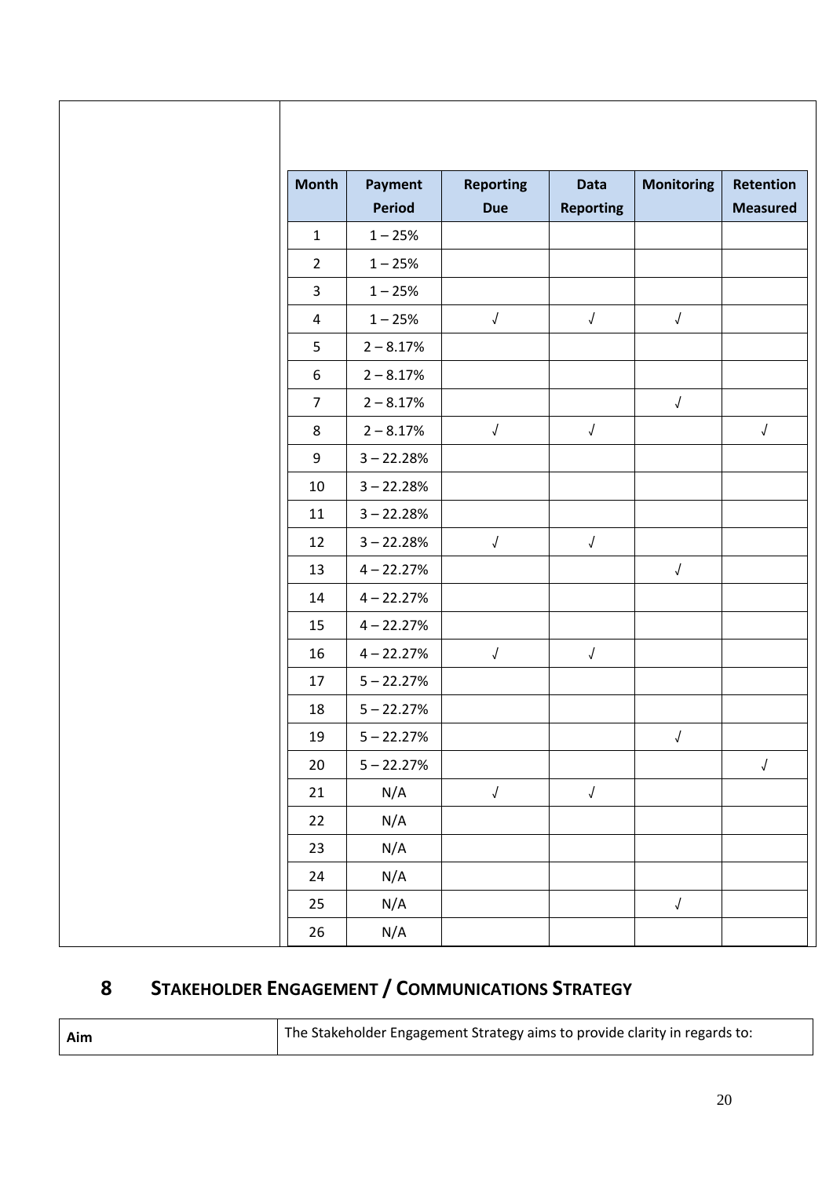| Month | Payment Period | Reporting Due | Data Reporting | Monitoring | Retention Measured |
|---|---|---|---|---|---|
| 1 | 1 – 25% | | | | |
| 2 | 1 – 25% | | | | |
| 3 | 1 – 25% | | | | |
| 4 | 1 – 25% | √ | √ | √ | |
| 5 | 2 – 8.17% | | | | |
| 6 | 2 – 8.17% | | | | |
| 7 | 2 – 8.17% | | | √ | |
| 8 | 2 – 8.17% | √ | √ | | √ |
| 9 | 3 – 22.28% | | | | |
| 10 | 3 – 22.28% | | | | |
| 11 | 3 – 22.28% | | | | |
| 12 | 3 – 22.28% | √ | √ | | |
| 13 | 4 – 22.27% | | | √ | |
| 14 | 4 – 22.27% | | | | |
| 15 | 4 – 22.27% | | | | |
| 16 | 4 – 22.27% | √ | √ | | |
| 17 | 5 – 22.27% | | | | |
| 18 | 5 – 22.27% | | | | |
| 19 | 5 – 22.27% | | | √ | |
| 20 | 5 – 22.27% | | | | √ |
| 21 | N/A | √ | √ | | |
| 22 | N/A | | | | |
| 23 | N/A | | | | |
| 24 | N/A | | | | |
| 25 | N/A | | | √ | |
| 26 | N/A | | | | |

# 8 STAKEHOLDER ENGAGEMENT / COMMUNICATIONS STRATEGY

| | |
|---|---|
| **Aim** | The Stakeholder Engagement Strategy aims to provide clarity in regards to: |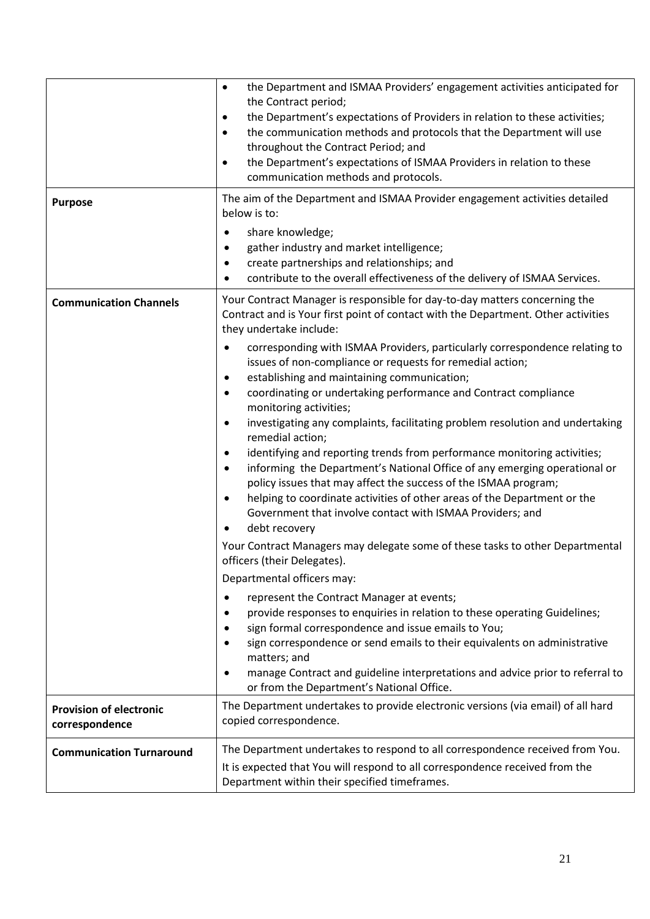| | |
|---|---|
| | • the Department and ISMAA Providers' engagement activities anticipated for the Contract period;<br>• the Department's expectations of Providers in relation to these activities;<br>• the communication methods and protocols that the Department will use throughout the Contract Period; and<br>• the Department's expectations of ISMAA Providers in relation to these communication methods and protocols. |
| **Purpose** | The aim of the Department and ISMAA Provider engagement activities detailed below is to:<br>• share knowledge;<br>• gather industry and market intelligence;<br>• create partnerships and relationships; and<br>• contribute to the overall effectiveness of the delivery of ISMAA Services. |
| **Communication Channels** | Your Contract Manager is responsible for day-to-day matters concerning the Contract and is Your first point of contact with the Department. Other activities they undertake include:<br>• corresponding with ISMAA Providers, particularly correspondence relating to issues of non-compliance or requests for remedial action;<br>• establishing and maintaining communication;<br>• coordinating or undertaking performance and Contract compliance monitoring activities;<br>• investigating any complaints, facilitating problem resolution and undertaking remedial action;<br>• identifying and reporting trends from performance monitoring activities;<br>• informing the Department's National Office of any emerging operational or policy issues that may affect the success of the ISMAA program;<br>• helping to coordinate activities of other areas of the Department or the Government that involve contact with ISMAA Providers; and<br>• debt recovery<br>Your Contract Managers may delegate some of these tasks to other Departmental officers (their Delegates).<br>Departmental officers may:<br>• represent the Contract Manager at events;<br>• provide responses to enquiries in relation to these operating Guidelines;<br>• sign formal correspondence and issue emails to You;<br>• sign correspondence or send emails to their equivalents on administrative matters; and<br>• manage Contract and guideline interpretations and advice prior to referral to or from the Department's National Office. |
| **Provision of electronic correspondence** | The Department undertakes to provide electronic versions (via email) of all hard copied correspondence. |
| **Communication Turnaround** | The Department undertakes to respond to all correspondence received from You.<br>It is expected that You will respond to all correspondence received from the Department within their specified timeframes. |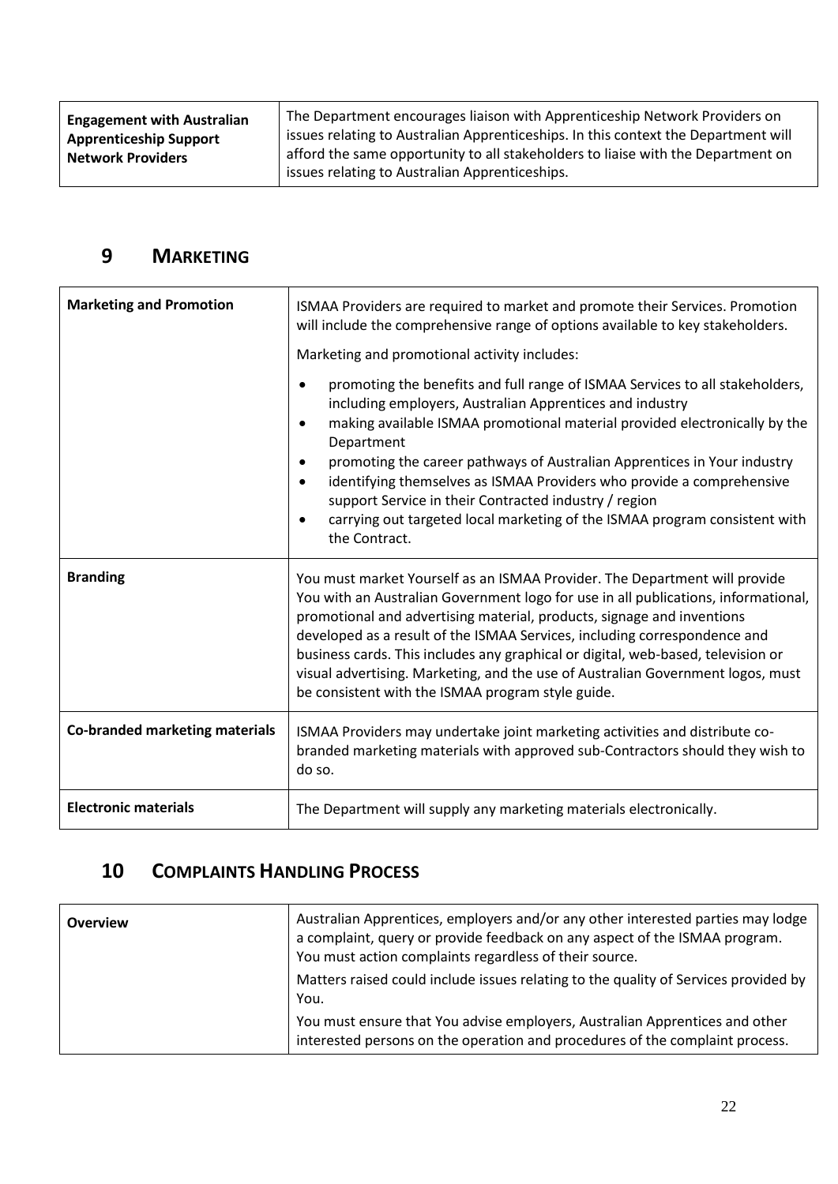| | |
|---|---|
| **Engagement with Australian Apprenticeship Support Network Providers** | The Department encourages liaison with Apprenticeship Network Providers on issues relating to Australian Apprenticeships. In this context the Department will afford the same opportunity to all stakeholders to liaise with the Department on issues relating to Australian Apprenticeships. |

## 9 MARKETING

| | |
|---|---|
| **Marketing and Promotion** | ISMAA Providers are required to market and promote their Services. Promotion will include the comprehensive range of options available to key stakeholders.<br><br>Marketing and promotional activity includes:<br><br>• promoting the benefits and full range of ISMAA Services to all stakeholders, including employers, Australian Apprentices and industry<br>• making available ISMAA promotional material provided electronically by the Department<br>• promoting the career pathways of Australian Apprentices in Your industry<br>• identifying themselves as ISMAA Providers who provide a comprehensive support Service in their Contracted industry / region<br>• carrying out targeted local marketing of the ISMAA program consistent with the Contract. |
| **Branding** | You must market Yourself as an ISMAA Provider. The Department will provide You with an Australian Government logo for use in all publications, informational, promotional and advertising material, products, signage and inventions developed as a result of the ISMAA Services, including correspondence and business cards. This includes any graphical or digital, web-based, television or visual advertising. Marketing, and the use of Australian Government logos, must be consistent with the ISMAA program style guide. |
| **Co-branded marketing materials** | ISMAA Providers may undertake joint marketing activities and distribute co-branded marketing materials with approved sub-Contractors should they wish to do so. |
| **Electronic materials** | The Department will supply any marketing materials electronically. |

## 10 COMPLAINTS HANDLING PROCESS

| | |
|---|---|
| **Overview** | Australian Apprentices, employers and/or any other interested parties may lodge a complaint, query or provide feedback on any aspect of the ISMAA program. You must action complaints regardless of their source.<br><br>Matters raised could include issues relating to the quality of Services provided by You.<br><br>You must ensure that You advise employers, Australian Apprentices and other interested persons on the operation and procedures of the complaint process. |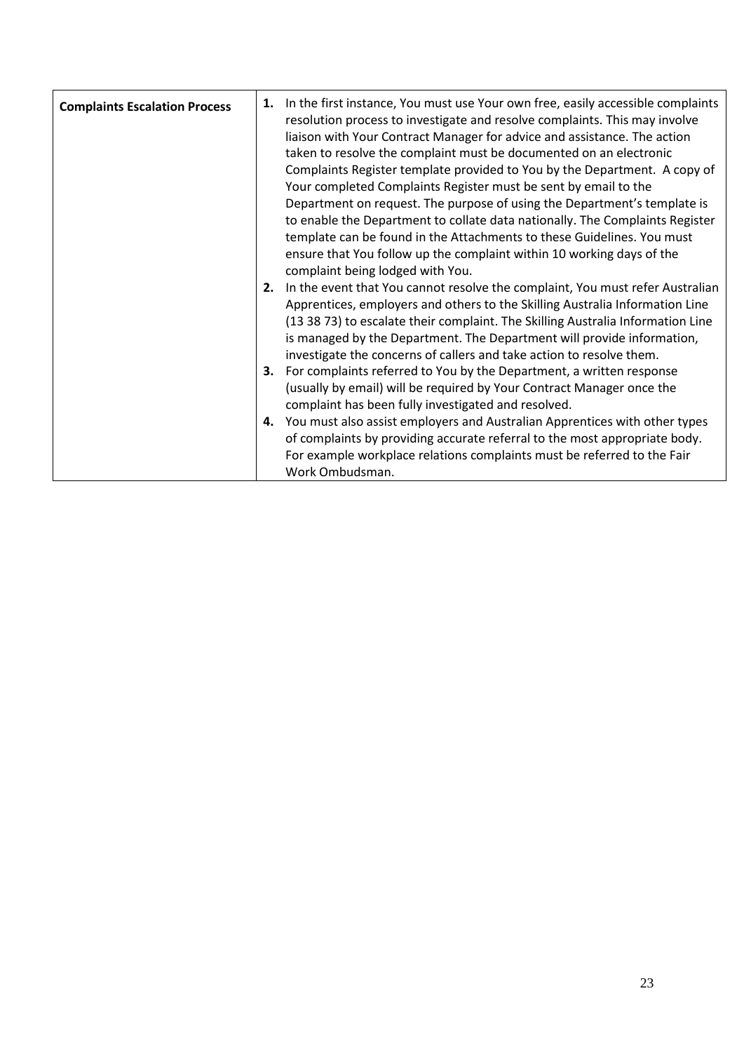| | |
|---|---|
| **Complaints Escalation Process** | **1.** In the first instance, You must use Your own free, easily accessible complaints resolution process to investigate and resolve complaints. This may involve liaison with Your Contract Manager for advice and assistance. The action taken to resolve the complaint must be documented on an electronic Complaints Register template provided to You by the Department. A copy of Your completed Complaints Register must be sent by email to the Department on request. The purpose of using the Department's template is to enable the Department to collate data nationally. The Complaints Register template can be found in the Attachments to these Guidelines. You must ensure that You follow up the complaint within 10 working days of the complaint being lodged with You.<br>**2.** In the event that You cannot resolve the complaint, You must refer Australian Apprentices, employers and others to the Skilling Australia Information Line (13 38 73) to escalate their complaint. The Skilling Australia Information Line is managed by the Department. The Department will provide information, investigate the concerns of callers and take action to resolve them.<br>**3.** For complaints referred to You by the Department, a written response (usually by email) will be required by Your Contract Manager once the complaint has been fully investigated and resolved.<br>**4.** You must also assist employers and Australian Apprentices with other types of complaints by providing accurate referral to the most appropriate body. For example workplace relations complaints must be referred to the Fair Work Ombudsman. |